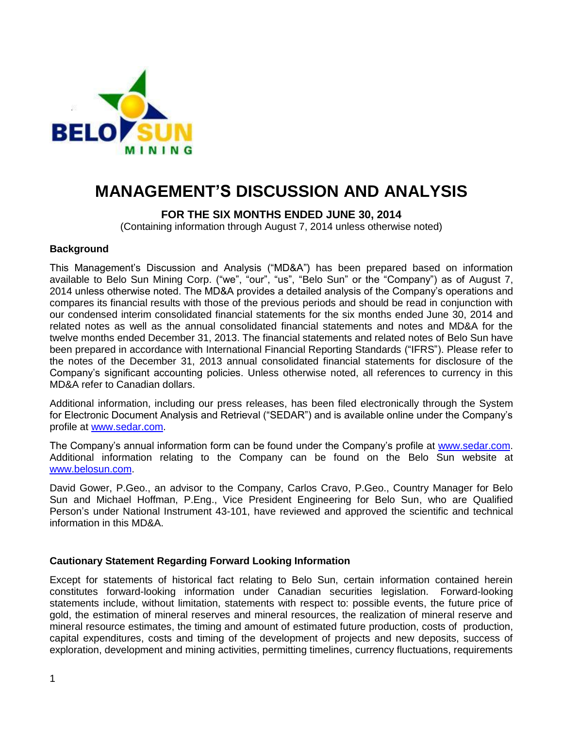# MANAGEMENT'S DISCUSSION AND ANALYSIS

**FOR THE SIX MONTHS ENDED JUNE 30, 2014**

(Containing information through August 7, 2014 unless otherwise noted)

### Background

This Management's Discussion and Analysis ("MD&A") has been prepared based on information available to Belo Sun Mining Corp. ("we", "our", "us", "Belo Sun" or the "Company") as of August 7, 2014 unless otherwise noted. The MD&A provides a detailed analysis of the Company's operations and compares its financial results with those of the previous periods and should be read in conjunction with our condensed interim consolidated financial statements for the six months ended June 30, 2014 and related notes as well as the annual consolidated financial statements and notes and MD&A for the twelve months ended December 31, 2013. The financial statements and related notes of Belo Sun have been prepared in accordance with International Financial Reporting Standards ("IFRS"). Please refer to the notes of the December 31, 2013 annual consolidated financial statements for disclosure of the Company's significant accounting policies. Unless otherwise noted, all references to currency in this MD&A refer to Canadian dollars.

Additional information, including our press releases, has been filed electronically through the System for Electronic Document Analysis and Retrieval ("SEDAR") and is available online under the Company's profile at www.sedar.com.

The Company's annual information form can be found under the Company's profile at www.sedar.com. Additional information relating to the Company can be found on the Belo Sun website at www.belosun.com.

David Gower, P.Geo., an advisor to the Company, Carlos Cravo, P.Geo., Country Manager for Belo Sun and Michael Hoffman, P.Eng., Vice President Engineering for Belo Sun, who are Qualified Person's under National Instrument 43-101, have reviewed and approved the scientific and technical information in this MD&A.

### Cautionary Statement Regarding Forward Looking Information

Except for statements of historical fact relating to Belo Sun, certain information contained herein constitutes forward-looking information under Canadian securities legislation. Forward-looking statements include, without limitation, statements with respect to: possible events, the future price of gold, the estimation of mineral reserves and mineral resources, the realization of mineral reserve and mineral resource estimates, the timing and amount of estimated future production, costs of production, capital expenditures, costs and timing of the development of projects and new deposits, success of exploration, development and mining activities, permitting timelines, currency fluctuations, requirements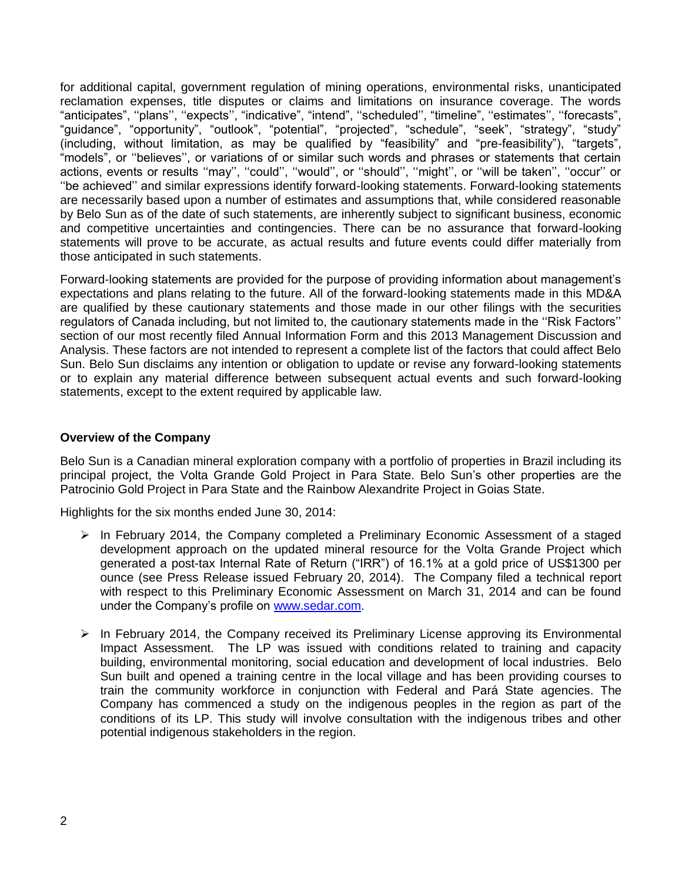for additional capital, government regulation of mining operations, environmental risks, unanticipated reclamation expenses, title disputes or claims and limitations on insurance coverage. The words "anticipates", ''plans'', ''expects'', "indicative", "intend", ''scheduled'', "timeline", ''estimates'', ''forecasts", "guidance", "opportunity", "outlook", "potential", "projected", "schedule", "seek", "strategy", "study" (including, without limitation, as may be qualified by "feasibility" and "pre-feasibility"), "targets", "models", or ''believes'', or variations of or similar such words and phrases or statements that certain actions, events or results ''may'', ''could'', ''would'', or ''should'', ''might'', or ''will be taken'', ''occur'' or ''be achieved'' and similar expressions identify forward-looking statements. Forward-looking statements are necessarily based upon a number of estimates and assumptions that, while considered reasonable by Belo Sun as of the date of such statements, are inherently subject to significant business, economic and competitive uncertainties and contingencies. There can be no assurance that forward-looking statements will prove to be accurate, as actual results and future events could differ materially from those anticipated in such statements.

Forward-looking statements are provided for the purpose of providing information about management's expectations and plans relating to the future. All of the forward-looking statements made in this MD&A are qualified by these cautionary statements and those made in our other filings with the securities regulators of Canada including, but not limited to, the cautionary statements made in the ''Risk Factors'' section of our most recently filed Annual Information Form and this 2013 Management Discussion and Analysis. These factors are not intended to represent a complete list of the factors that could affect Belo Sun. Belo Sun disclaims any intention or obligation to update or revise any forward-looking statements or to explain any material difference between subsequent actual events and such forward-looking statements, except to the extent required by applicable law.

**Overview of the Company**

Belo Sun is a Canadian mineral exploration company with a portfolio of properties in Brazil including its principal project, the Volta Grande Gold Project in Para State. Belo Sun's other properties are the Patrocinio Gold Project in Para State and the Rainbow Alexandrite Project in Goias State.

Highlights for the six months ended June 30, 2014:

- In February 2014, the Company completed a Preliminary Economic Assessment of a staged development approach on the updated mineral resource for the Volta Grande Project which generated a post-tax Internal Rate of Return ("IRR") of 16.1% at a gold price of US$1300 per ounce (see Press Release issued February 20, 2014). The Company filed a technical report with respect to this Preliminary Economic Assessment on March 31, 2014 and can be found under the Company's profile on [www.sedar.com](http://www.sedar.com).

- In February 2014, the Company received its Preliminary License approving its Environmental Impact Assessment. The LP was issued with conditions related to training and capacity building, environmental monitoring, social education and development of local industries. Belo Sun built and opened a training centre in the local village and has been providing courses to train the community workforce in conjunction with Federal and Pará State agencies. The Company has commenced a study on the indigenous peoples in the region as part of the conditions of its LP. This study will involve consultation with the indigenous tribes and other potential indigenous stakeholders in the region.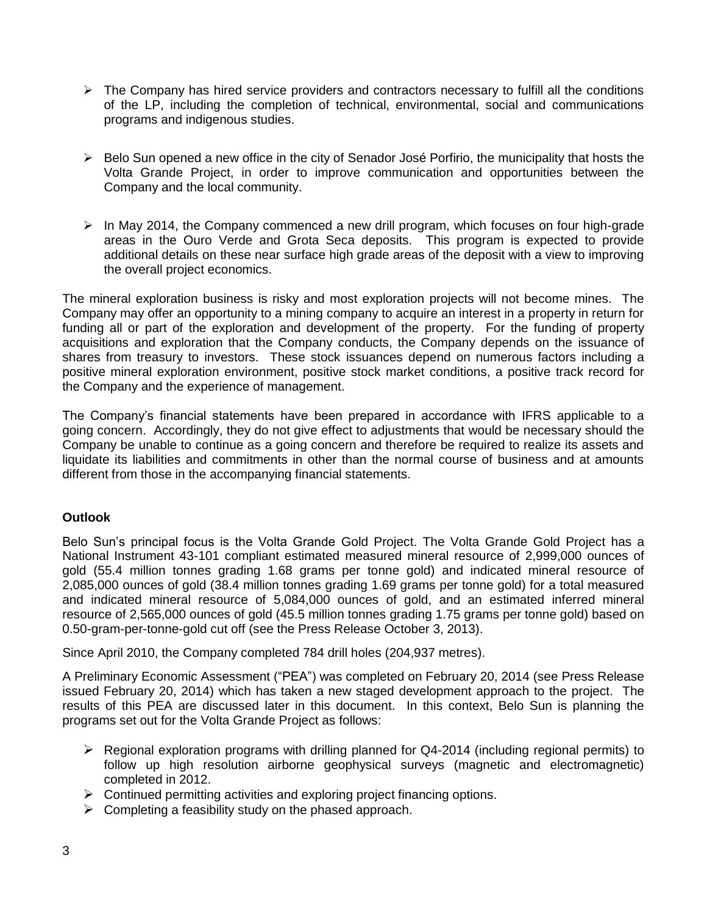- The Company has hired service providers and contractors necessary to fulfill all the conditions of the LP, including the completion of technical, environmental, social and communications programs and indigenous studies.

- Belo Sun opened a new office in the city of Senador José Porfirio, the municipality that hosts the Volta Grande Project, in order to improve communication and opportunities between the Company and the local community.

- In May 2014, the Company commenced a new drill program, which focuses on four high-grade areas in the Ouro Verde and Grota Seca deposits. This program is expected to provide additional details on these near surface high grade areas of the deposit with a view to improving the overall project economics.

The mineral exploration business is risky and most exploration projects will not become mines. The Company may offer an opportunity to a mining company to acquire an interest in a property in return for funding all or part of the exploration and development of the property. For the funding of property acquisitions and exploration that the Company conducts, the Company depends on the issuance of shares from treasury to investors. These stock issuances depend on numerous factors including a positive mineral exploration environment, positive stock market conditions, a positive track record for the Company and the experience of management.

The Company's financial statements have been prepared in accordance with IFRS applicable to a going concern. Accordingly, they do not give effect to adjustments that would be necessary should the Company be unable to continue as a going concern and therefore be required to realize its assets and liquidate its liabilities and commitments in other than the normal course of business and at amounts different from those in the accompanying financial statements.

**Outlook**

Belo Sun's principal focus is the Volta Grande Gold Project. The Volta Grande Gold Project has a National Instrument 43-101 compliant estimated measured mineral resource of 2,999,000 ounces of gold (55.4 million tonnes grading 1.68 grams per tonne gold) and indicated mineral resource of 2,085,000 ounces of gold (38.4 million tonnes grading 1.69 grams per tonne gold) for a total measured and indicated mineral resource of 5,084,000 ounces of gold, and an estimated inferred mineral resource of 2,565,000 ounces of gold (45.5 million tonnes grading 1.75 grams per tonne gold) based on 0.50-gram-per-tonne-gold cut off (see the Press Release October 3, 2013).

Since April 2010, the Company completed 784 drill holes (204,937 metres).

A Preliminary Economic Assessment ("PEA") was completed on February 20, 2014 (see Press Release issued February 20, 2014) which has taken a new staged development approach to the project. The results of this PEA are discussed later in this document. In this context, Belo Sun is planning the programs set out for the Volta Grande Project as follows:

- Regional exploration programs with drilling planned for Q4-2014 (including regional permits) to follow up high resolution airborne geophysical surveys (magnetic and electromagnetic) completed in 2012.
- Continued permitting activities and exploring project financing options.
- Completing a feasibility study on the phased approach.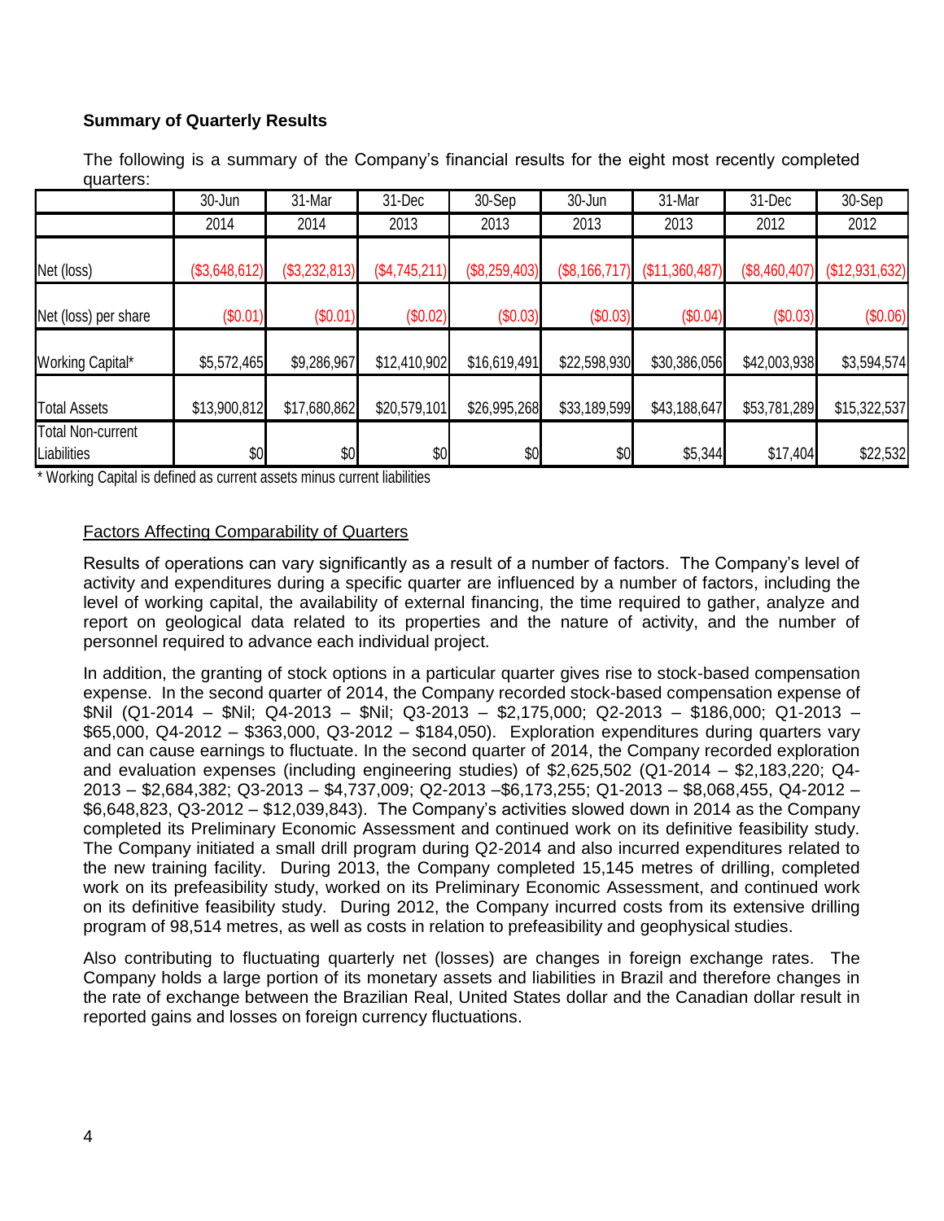**Summary of Quarterly Results**

The following is a summary of the Company's financial results for the eight most recently completed quarters:

| | 30-Jun | 31-Mar | 31-Dec | 30-Sep | 30-Jun | 31-Mar | 31-Dec | 30-Sep |
|---|---|---|---|---|---|---|---|---|
| | 2014 | 2014 | 2013 | 2013 | 2013 | 2013 | 2012 | 2012 |
| Net (loss) | ($3,648,612) | ($3,232,813) | ($4,745,211) | ($8,259,403) | ($8,166,717) | ($11,360,487) | ($8,460,407) | ($12,931,632) |
| Net (loss) per share | ($0.01) | ($0.01) | ($0.02) | ($0.03) | ($0.03) | ($0.04) | ($0.03) | ($0.06) |
| Working Capital* | $5,572,465 | $9,286,967 | $12,410,902 | $16,619,491 | $22,598,930 | $30,386,056 | $42,003,938 | $3,594,574 |
| Total Assets | $13,900,812 | $17,680,862 | $20,579,101 | $26,995,268 | $33,189,599 | $43,188,647 | $53,781,289 | $15,322,537 |
| Total Non-current Liabilities | $0 | $0 | $0 | $0 | $0 | $5,344 | $17,404 | $22,532 |

* Working Capital is defined as current assets minus current liabilities

Factors Affecting Comparability of Quarters

Results of operations can vary significantly as a result of a number of factors. The Company's level of activity and expenditures during a specific quarter are influenced by a number of factors, including the level of working capital, the availability of external financing, the time required to gather, analyze and report on geological data related to its properties and the nature of activity, and the number of personnel required to advance each individual project.

In addition, the granting of stock options in a particular quarter gives rise to stock-based compensation expense. In the second quarter of 2014, the Company recorded stock-based compensation expense of $Nil (Q1-2014 – $Nil; Q4-2013 – $Nil; Q3-2013 – $2,175,000; Q2-2013 – $186,000; Q1-2013 – $65,000, Q4-2012 – $363,000, Q3-2012 – $184,050). Exploration expenditures during quarters vary and can cause earnings to fluctuate. In the second quarter of 2014, the Company recorded exploration and evaluation expenses (including engineering studies) of $2,625,502 (Q1-2014 – $2,183,220; Q4-2013 – $2,684,382; Q3-2013 – $4,737,009; Q2-2013 –$6,173,255; Q1-2013 – $8,068,455, Q4-2012 – $6,648,823, Q3-2012 – $12,039,843). The Company's activities slowed down in 2014 as the Company completed its Preliminary Economic Assessment and continued work on its definitive feasibility study. The Company initiated a small drill program during Q2-2014 and also incurred expenditures related to the new training facility. During 2013, the Company completed 15,145 metres of drilling, completed work on its prefeasibility study, worked on its Preliminary Economic Assessment, and continued work on its definitive feasibility study. During 2012, the Company incurred costs from its extensive drilling program of 98,514 metres, as well as costs in relation to prefeasibility and geophysical studies.

Also contributing to fluctuating quarterly net (losses) are changes in foreign exchange rates. The Company holds a large portion of its monetary assets and liabilities in Brazil and therefore changes in the rate of exchange between the Brazilian Real, United States dollar and the Canadian dollar result in reported gains and losses on foreign currency fluctuations.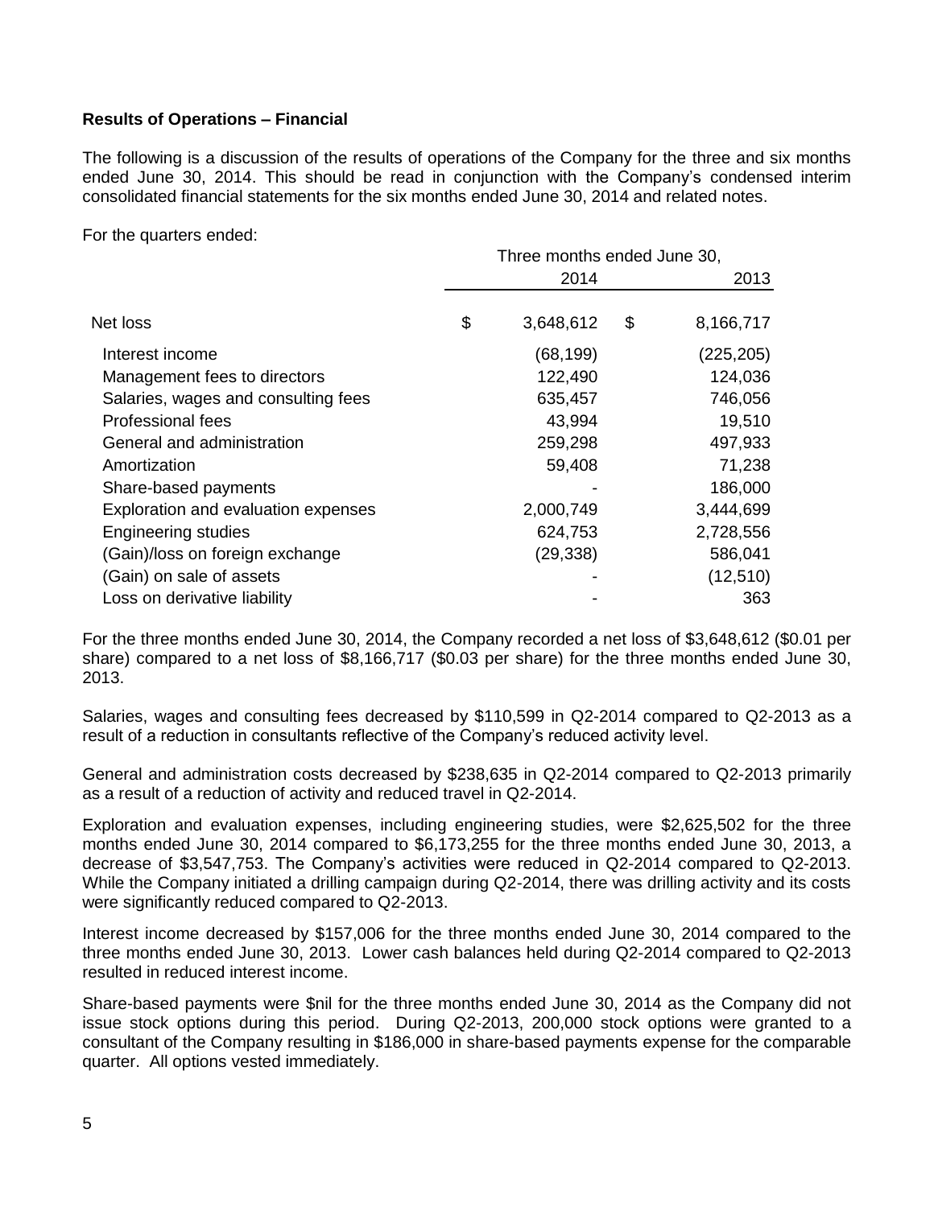**Results of Operations – Financial**

The following is a discussion of the results of operations of the Company for the three and six months ended June 30, 2014. This should be read in conjunction with the Company's condensed interim consolidated financial statements for the six months ended June 30, 2014 and related notes.

For the quarters ended:

| | Three months ended June 30, | |
|---|---|---|
| | 2014 | 2013 |
| Net loss | $ 3,648,612 | $ 8,166,717 |
| Interest income | (68,199) | (225,205) |
| Management fees to directors | 122,490 | 124,036 |
| Salaries, wages and consulting fees | 635,457 | 746,056 |
| Professional fees | 43,994 | 19,510 |
| General and administration | 259,298 | 497,933 |
| Amortization | 59,408 | 71,238 |
| Share-based payments | - | 186,000 |
| Exploration and evaluation expenses | 2,000,749 | 3,444,699 |
| Engineering studies | 624,753 | 2,728,556 |
| (Gain)/loss on foreign exchange | (29,338) | 586,041 |
| (Gain) on sale of assets | - | (12,510) |
| Loss on derivative liability | - | 363 |

For the three months ended June 30, 2014, the Company recorded a net loss of $3,648,612 ($0.01 per share) compared to a net loss of $8,166,717 ($0.03 per share) for the three months ended June 30, 2013.

Salaries, wages and consulting fees decreased by $110,599 in Q2-2014 compared to Q2-2013 as a result of a reduction in consultants reflective of the Company's reduced activity level.

General and administration costs decreased by $238,635 in Q2-2014 compared to Q2-2013 primarily as a result of a reduction of activity and reduced travel in Q2-2014.

Exploration and evaluation expenses, including engineering studies, were $2,625,502 for the three months ended June 30, 2014 compared to $6,173,255 for the three months ended June 30, 2013, a decrease of $3,547,753. The Company's activities were reduced in Q2-2014 compared to Q2-2013. While the Company initiated a drilling campaign during Q2-2014, there was drilling activity and its costs were significantly reduced compared to Q2-2013.

Interest income decreased by $157,006 for the three months ended June 30, 2014 compared to the three months ended June 30, 2013. Lower cash balances held during Q2-2014 compared to Q2-2013 resulted in reduced interest income.

Share-based payments were $nil for the three months ended June 30, 2014 as the Company did not issue stock options during this period. During Q2-2013, 200,000 stock options were granted to a consultant of the Company resulting in $186,000 in share-based payments expense for the comparable quarter. All options vested immediately.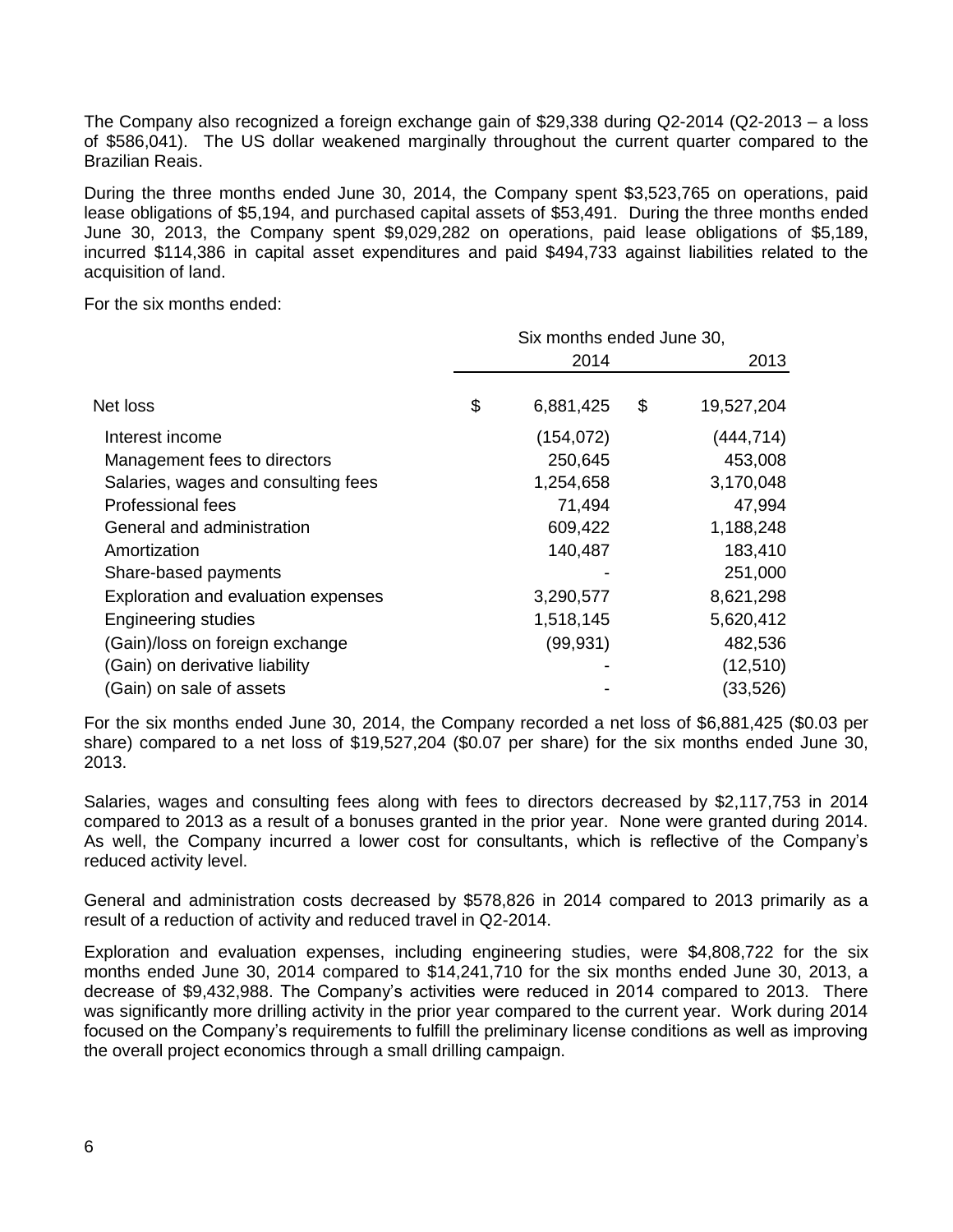The Company also recognized a foreign exchange gain of $29,338 during Q2-2014 (Q2-2013 – a loss of $586,041). The US dollar weakened marginally throughout the current quarter compared to the Brazilian Reais.

During the three months ended June 30, 2014, the Company spent $3,523,765 on operations, paid lease obligations of $5,194, and purchased capital assets of $53,491. During the three months ended June 30, 2013, the Company spent $9,029,282 on operations, paid lease obligations of $5,189, incurred $114,386 in capital asset expenditures and paid $494,733 against liabilities related to the acquisition of land.

For the six months ended:

| | Six months ended June 30, | |
|---|---|---|
| | 2014 | 2013 |
| Net loss | $ 6,881,425 | $ 19,527,204 |
| Interest income | (154,072) | (444,714) |
| Management fees to directors | 250,645 | 453,008 |
| Salaries, wages and consulting fees | 1,254,658 | 3,170,048 |
| Professional fees | 71,494 | 47,994 |
| General and administration | 609,422 | 1,188,248 |
| Amortization | 140,487 | 183,410 |
| Share-based payments | - | 251,000 |
| Exploration and evaluation expenses | 3,290,577 | 8,621,298 |
| Engineering studies | 1,518,145 | 5,620,412 |
| (Gain)/loss on foreign exchange | (99,931) | 482,536 |
| (Gain) on derivative liability | - | (12,510) |
| (Gain) on sale of assets | - | (33,526) |

For the six months ended June 30, 2014, the Company recorded a net loss of $6,881,425 ($0.03 per share) compared to a net loss of $19,527,204 ($0.07 per share) for the six months ended June 30, 2013.

Salaries, wages and consulting fees along with fees to directors decreased by $2,117,753 in 2014 compared to 2013 as a result of a bonuses granted in the prior year. None were granted during 2014. As well, the Company incurred a lower cost for consultants, which is reflective of the Company's reduced activity level.

General and administration costs decreased by $578,826 in 2014 compared to 2013 primarily as a result of a reduction of activity and reduced travel in Q2-2014.

Exploration and evaluation expenses, including engineering studies, were $4,808,722 for the six months ended June 30, 2014 compared to $14,241,710 for the six months ended June 30, 2013, a decrease of $9,432,988. The Company's activities were reduced in 2014 compared to 2013. There was significantly more drilling activity in the prior year compared to the current year. Work during 2014 focused on the Company's requirements to fulfill the preliminary license conditions as well as improving the overall project economics through a small drilling campaign.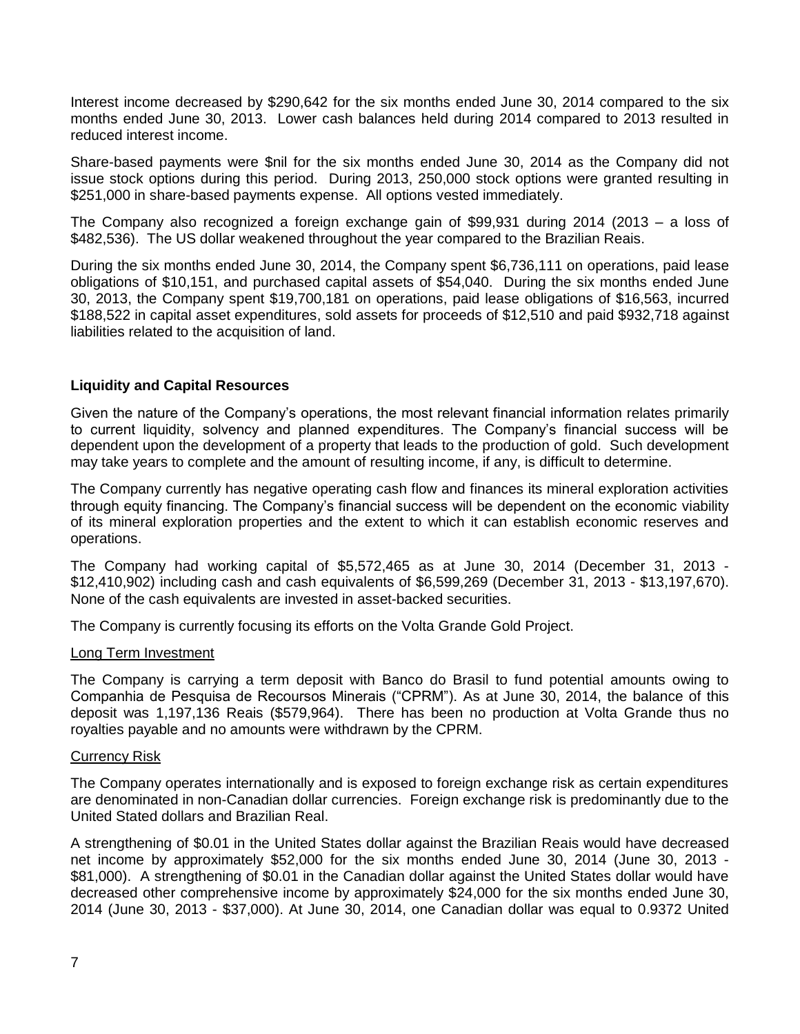Interest income decreased by $290,642 for the six months ended June 30, 2014 compared to the six months ended June 30, 2013. Lower cash balances held during 2014 compared to 2013 resulted in reduced interest income.

Share-based payments were $nil for the six months ended June 30, 2014 as the Company did not issue stock options during this period. During 2013, 250,000 stock options were granted resulting in $251,000 in share-based payments expense. All options vested immediately.

The Company also recognized a foreign exchange gain of $99,931 during 2014 (2013 – a loss of $482,536). The US dollar weakened throughout the year compared to the Brazilian Reais.

During the six months ended June 30, 2014, the Company spent $6,736,111 on operations, paid lease obligations of $10,151, and purchased capital assets of $54,040. During the six months ended June 30, 2013, the Company spent $19,700,181 on operations, paid lease obligations of $16,563, incurred $188,522 in capital asset expenditures, sold assets for proceeds of $12,510 and paid $932,718 against liabilities related to the acquisition of land.

## Liquidity and Capital Resources

Given the nature of the Company's operations, the most relevant financial information relates primarily to current liquidity, solvency and planned expenditures. The Company's financial success will be dependent upon the development of a property that leads to the production of gold. Such development may take years to complete and the amount of resulting income, if any, is difficult to determine.

The Company currently has negative operating cash flow and finances its mineral exploration activities through equity financing. The Company's financial success will be dependent on the economic viability of its mineral exploration properties and the extent to which it can establish economic reserves and operations.

The Company had working capital of $5,572,465 as at June 30, 2014 (December 31, 2013 - $12,410,902) including cash and cash equivalents of $6,599,269 (December 31, 2013 - $13,197,670). None of the cash equivalents are invested in asset-backed securities.

The Company is currently focusing its efforts on the Volta Grande Gold Project.

### Long Term Investment

The Company is carrying a term deposit with Banco do Brasil to fund potential amounts owing to Companhia de Pesquisa de Recoursos Minerais ("CPRM"). As at June 30, 2014, the balance of this deposit was 1,197,136 Reais ($579,964). There has been no production at Volta Grande thus no royalties payable and no amounts were withdrawn by the CPRM.

### Currency Risk

The Company operates internationally and is exposed to foreign exchange risk as certain expenditures are denominated in non-Canadian dollar currencies. Foreign exchange risk is predominantly due to the United Stated dollars and Brazilian Real.

A strengthening of $0.01 in the United States dollar against the Brazilian Reais would have decreased net income by approximately $52,000 for the six months ended June 30, 2014 (June 30, 2013 - $81,000). A strengthening of $0.01 in the Canadian dollar against the United States dollar would have decreased other comprehensive income by approximately $24,000 for the six months ended June 30, 2014 (June 30, 2013 - $37,000). At June 30, 2014, one Canadian dollar was equal to 0.9372 United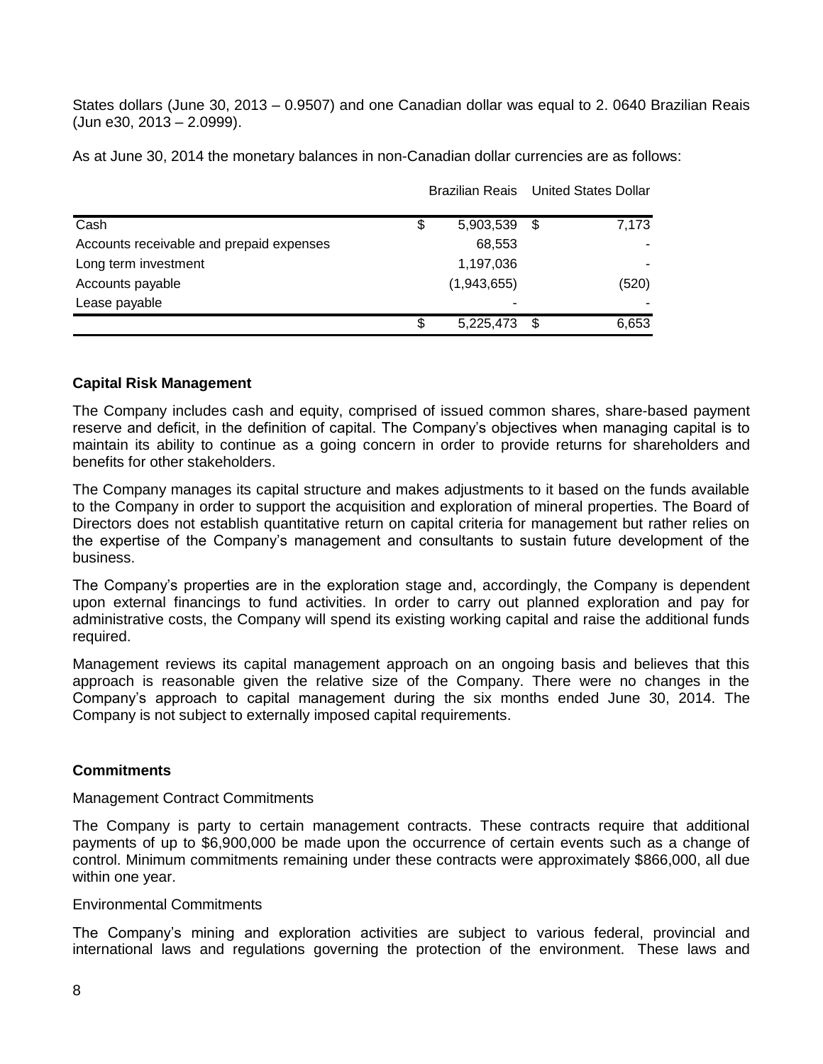States dollars (June 30, 2013 – 0.9507) and one Canadian dollar was equal to 2. 0640 Brazilian Reais (Jun e30, 2013 – 2.0999).

As at June 30, 2014 the monetary balances in non-Canadian dollar currencies are as follows:

| | Brazilian Reais | United States Dollar |
|---|---|---|
| Cash | $ 5,903,539 | $ 7,173 |
| Accounts receivable and prepaid expenses | 68,553 | - |
| Long term investment | 1,197,036 | - |
| Accounts payable | (1,943,655) | (520) |
| Lease payable | - | - |
| | $ 5,225,473 | $ 6,653 |

**Capital Risk Management**

The Company includes cash and equity, comprised of issued common shares, share-based payment reserve and deficit, in the definition of capital. The Company's objectives when managing capital is to maintain its ability to continue as a going concern in order to provide returns for shareholders and benefits for other stakeholders.

The Company manages its capital structure and makes adjustments to it based on the funds available to the Company in order to support the acquisition and exploration of mineral properties. The Board of Directors does not establish quantitative return on capital criteria for management but rather relies on the expertise of the Company's management and consultants to sustain future development of the business.

The Company's properties are in the exploration stage and, accordingly, the Company is dependent upon external financings to fund activities. In order to carry out planned exploration and pay for administrative costs, the Company will spend its existing working capital and raise the additional funds required.

Management reviews its capital management approach on an ongoing basis and believes that this approach is reasonable given the relative size of the Company. There were no changes in the Company's approach to capital management during the six months ended June 30, 2014. The Company is not subject to externally imposed capital requirements.

**Commitments**

Management Contract Commitments

The Company is party to certain management contracts. These contracts require that additional payments of up to $6,900,000 be made upon the occurrence of certain events such as a change of control. Minimum commitments remaining under these contracts were approximately $866,000, all due within one year.

Environmental Commitments

The Company's mining and exploration activities are subject to various federal, provincial and international laws and regulations governing the protection of the environment. These laws and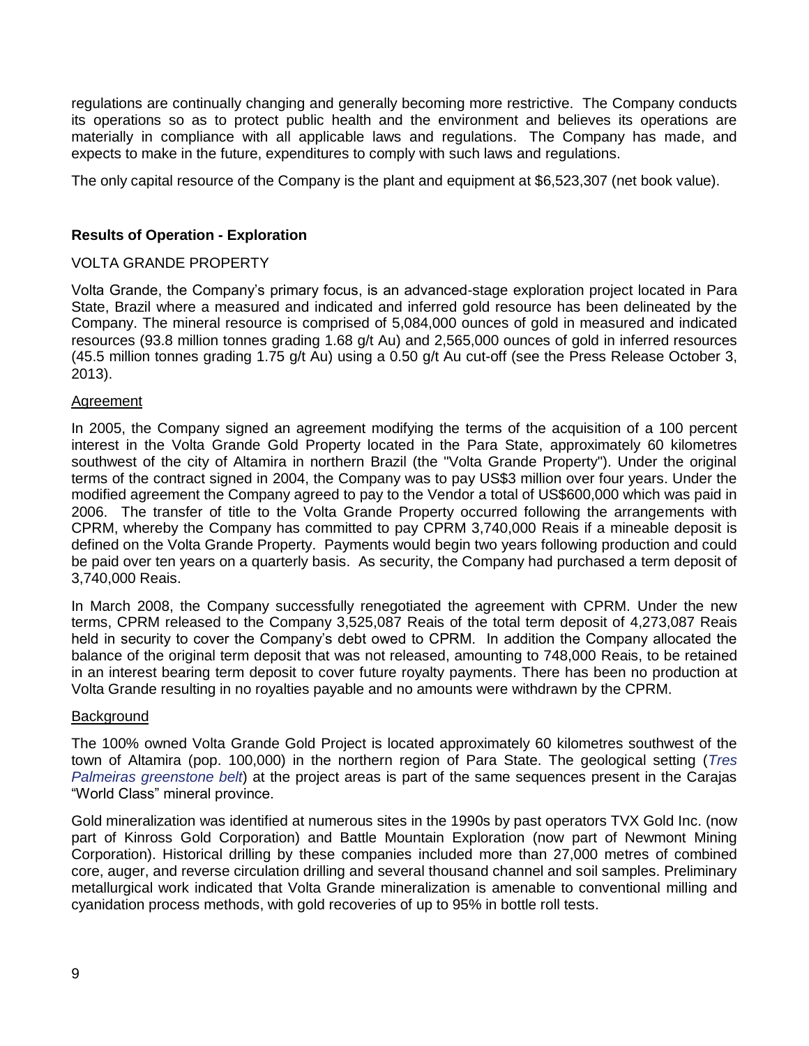regulations are continually changing and generally becoming more restrictive. The Company conducts its operations so as to protect public health and the environment and believes its operations are materially in compliance with all applicable laws and regulations. The Company has made, and expects to make in the future, expenditures to comply with such laws and regulations.

The only capital resource of the Company is the plant and equipment at $6,523,307 (net book value).

## Results of Operation - Exploration

### VOLTA GRANDE PROPERTY

Volta Grande, the Company's primary focus, is an advanced-stage exploration project located in Para State, Brazil where a measured and indicated and inferred gold resource has been delineated by the Company. The mineral resource is comprised of 5,084,000 ounces of gold in measured and indicated resources (93.8 million tonnes grading 1.68 g/t Au) and 2,565,000 ounces of gold in inferred resources (45.5 million tonnes grading 1.75 g/t Au) using a 0.50 g/t Au cut-off (see the Press Release October 3, 2013).

#### Agreement

In 2005, the Company signed an agreement modifying the terms of the acquisition of a 100 percent interest in the Volta Grande Gold Property located in the Para State, approximately 60 kilometres southwest of the city of Altamira in northern Brazil (the "Volta Grande Property"). Under the original terms of the contract signed in 2004, the Company was to pay US$3 million over four years. Under the modified agreement the Company agreed to pay to the Vendor a total of US$600,000 which was paid in 2006. The transfer of title to the Volta Grande Property occurred following the arrangements with CPRM, whereby the Company has committed to pay CPRM 3,740,000 Reais if a mineable deposit is defined on the Volta Grande Property. Payments would begin two years following production and could be paid over ten years on a quarterly basis. As security, the Company had purchased a term deposit of 3,740,000 Reais.

In March 2008, the Company successfully renegotiated the agreement with CPRM. Under the new terms, CPRM released to the Company 3,525,087 Reais of the total term deposit of 4,273,087 Reais held in security to cover the Company's debt owed to CPRM. In addition the Company allocated the balance of the original term deposit that was not released, amounting to 748,000 Reais, to be retained in an interest bearing term deposit to cover future royalty payments. There has been no production at Volta Grande resulting in no royalties payable and no amounts were withdrawn by the CPRM.

#### Background

The 100% owned Volta Grande Gold Project is located approximately 60 kilometres southwest of the town of Altamira (pop. 100,000) in the northern region of Para State. The geological setting (*Tres Palmeiras greenstone belt*) at the project areas is part of the same sequences present in the Carajas "World Class" mineral province.

Gold mineralization was identified at numerous sites in the 1990s by past operators TVX Gold Inc. (now part of Kinross Gold Corporation) and Battle Mountain Exploration (now part of Newmont Mining Corporation). Historical drilling by these companies included more than 27,000 metres of combined core, auger, and reverse circulation drilling and several thousand channel and soil samples. Preliminary metallurgical work indicated that Volta Grande mineralization is amenable to conventional milling and cyanidation process methods, with gold recoveries of up to 95% in bottle roll tests.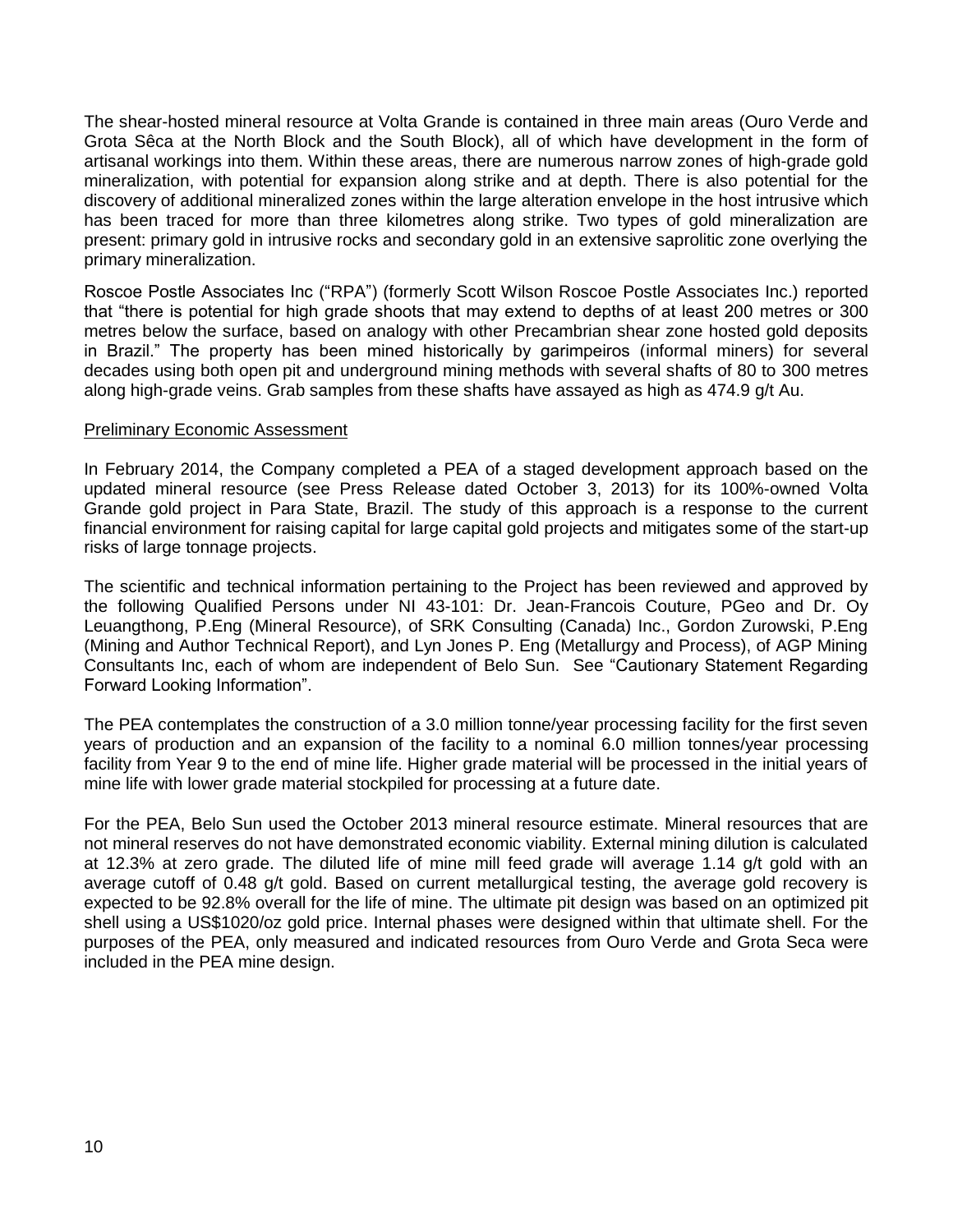The shear-hosted mineral resource at Volta Grande is contained in three main areas (Ouro Verde and Grota Sêca at the North Block and the South Block), all of which have development in the form of artisanal workings into them. Within these areas, there are numerous narrow zones of high-grade gold mineralization, with potential for expansion along strike and at depth. There is also potential for the discovery of additional mineralized zones within the large alteration envelope in the host intrusive which has been traced for more than three kilometres along strike. Two types of gold mineralization are present: primary gold in intrusive rocks and secondary gold in an extensive saprolitic zone overlying the primary mineralization.

Roscoe Postle Associates Inc ("RPA") (formerly Scott Wilson Roscoe Postle Associates Inc.) reported that "there is potential for high grade shoots that may extend to depths of at least 200 metres or 300 metres below the surface, based on analogy with other Precambrian shear zone hosted gold deposits in Brazil." The property has been mined historically by garimpeiros (informal miners) for several decades using both open pit and underground mining methods with several shafts of 80 to 300 metres along high-grade veins. Grab samples from these shafts have assayed as high as 474.9 g/t Au.

Preliminary Economic Assessment

In February 2014, the Company completed a PEA of a staged development approach based on the updated mineral resource (see Press Release dated October 3, 2013) for its 100%-owned Volta Grande gold project in Para State, Brazil. The study of this approach is a response to the current financial environment for raising capital for large capital gold projects and mitigates some of the start-up risks of large tonnage projects.

The scientific and technical information pertaining to the Project has been reviewed and approved by the following Qualified Persons under NI 43-101: Dr. Jean-Francois Couture, PGeo and Dr. Oy Leuangthong, P.Eng (Mineral Resource), of SRK Consulting (Canada) Inc., Gordon Zurowski, P.Eng (Mining and Author Technical Report), and Lyn Jones P. Eng (Metallurgy and Process), of AGP Mining Consultants Inc, each of whom are independent of Belo Sun. See "Cautionary Statement Regarding Forward Looking Information".

The PEA contemplates the construction of a 3.0 million tonne/year processing facility for the first seven years of production and an expansion of the facility to a nominal 6.0 million tonnes/year processing facility from Year 9 to the end of mine life. Higher grade material will be processed in the initial years of mine life with lower grade material stockpiled for processing at a future date.

For the PEA, Belo Sun used the October 2013 mineral resource estimate. Mineral resources that are not mineral reserves do not have demonstrated economic viability. External mining dilution is calculated at 12.3% at zero grade. The diluted life of mine mill feed grade will average 1.14 g/t gold with an average cutoff of 0.48 g/t gold. Based on current metallurgical testing, the average gold recovery is expected to be 92.8% overall for the life of mine. The ultimate pit design was based on an optimized pit shell using a US$1020/oz gold price. Internal phases were designed within that ultimate shell. For the purposes of the PEA, only measured and indicated resources from Ouro Verde and Grota Seca were included in the PEA mine design.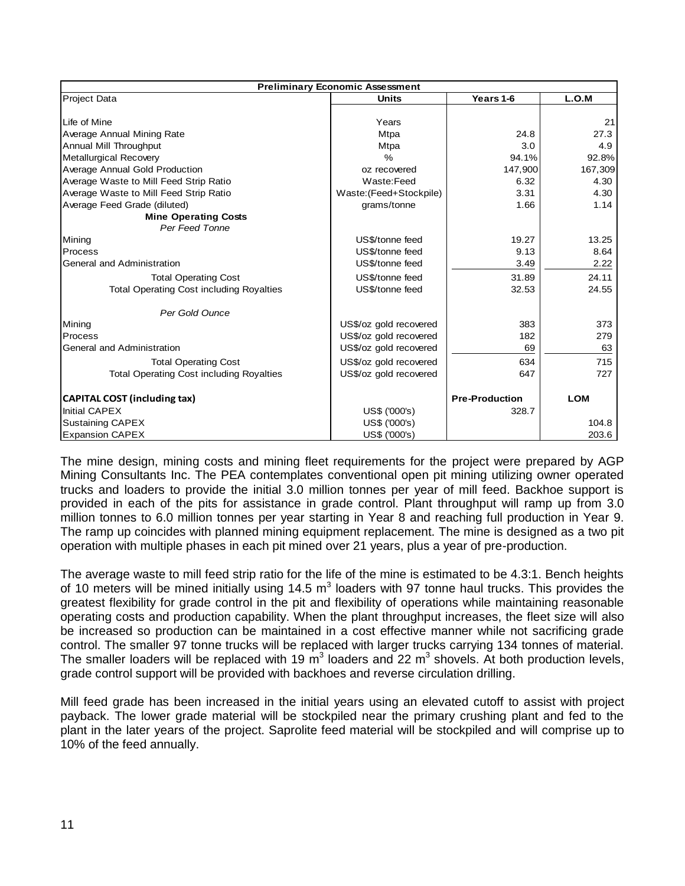| Preliminary Economic Assessment | | | |
|---|---|---|---|
| Project Data | Units | Years 1-6 | L.O.M |
| | | | |
| Life of Mine | Years | | 21 |
| Average Annual Mining Rate | Mtpa | 24.8 | 27.3 |
| Annual Mill Throughput | Mtpa | 3.0 | 4.9 |
| Metallurgical Recovery | % | 94.1% | 92.8% |
| Average Annual Gold Production | oz recovered | 147,900 | 167,309 |
| Average Waste to Mill Feed Strip Ratio | Waste:Feed | 6.32 | 4.30 |
| Average Waste to Mill Feed Strip Ratio | Waste:(Feed+Stockpile) | 3.31 | 4.30 |
| Average Feed Grade (diluted) | grams/tonne | 1.66 | 1.14 |
| **Mine Operating Costs** | | | |
| *Per Feed Tonne* | | | |
| Mining | US$/tonne feed | 19.27 | 13.25 |
| Process | US$/tonne feed | 9.13 | 8.64 |
| General and Administration | US$/tonne feed | 3.49 | 2.22 |
| Total Operating Cost | US$/tonne feed | 31.89 | 24.11 |
| Total Operating Cost including Royalties | US$/tonne feed | 32.53 | 24.55 |
| | | | |
| *Per Gold Ounce* | | | |
| Mining | US$/oz gold recovered | 383 | 373 |
| Process | US$/oz gold recovered | 182 | 279 |
| General and Administration | US$/oz gold recovered | 69 | 63 |
| Total Operating Cost | US$/oz gold recovered | 634 | 715 |
| Total Operating Cost including Royalties | US$/oz gold recovered | 647 | 727 |
| | | | |
| **CAPITAL COST (including tax)** | | **Pre-Production** | **LOM** |
| Initial CAPEX | US$ ('000's) | 328.7 | |
| Sustaining CAPEX | US$ ('000's) | | 104.8 |
| Expansion CAPEX | US$ ('000's) | | 203.6 |

The mine design, mining costs and mining fleet requirements for the project were prepared by AGP Mining Consultants Inc. The PEA contemplates conventional open pit mining utilizing owner operated trucks and loaders to provide the initial 3.0 million tonnes per year of mill feed. Backhoe support is provided in each of the pits for assistance in grade control. Plant throughput will ramp up from 3.0 million tonnes to 6.0 million tonnes per year starting in Year 8 and reaching full production in Year 9. The ramp up coincides with planned mining equipment replacement. The mine is designed as a two pit operation with multiple phases in each pit mined over 21 years, plus a year of pre-production.

The average waste to mill feed strip ratio for the life of the mine is estimated to be 4.3:1. Bench heights of 10 meters will be mined initially using 14.5 $m^3$ loaders with 97 tonne haul trucks. This provides the greatest flexibility for grade control in the pit and flexibility of operations while maintaining reasonable operating costs and production capability. When the plant throughput increases, the fleet size will also be increased so production can be maintained in a cost effective manner while not sacrificing grade control. The smaller 97 tonne trucks will be replaced with larger trucks carrying 134 tonnes of material. The smaller loaders will be replaced with 19 $m^3$ loaders and 22 $m^3$ shovels. At both production levels, grade control support will be provided with backhoes and reverse circulation drilling.

Mill feed grade has been increased in the initial years using an elevated cutoff to assist with project payback. The lower grade material will be stockpiled near the primary crushing plant and fed to the plant in the later years of the project. Saprolite feed material will be stockpiled and will comprise up to 10% of the feed annually.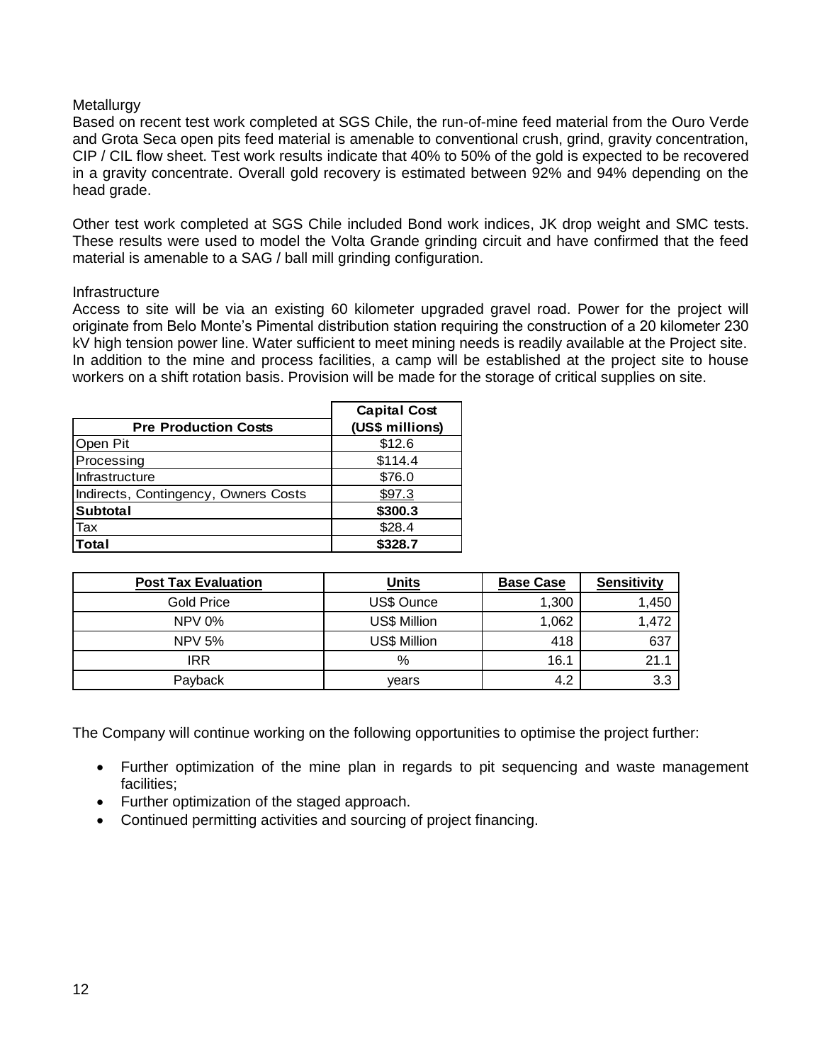Metallurgy

Based on recent test work completed at SGS Chile, the run-of-mine feed material from the Ouro Verde and Grota Seca open pits feed material is amenable to conventional crush, grind, gravity concentration, CIP / CIL flow sheet. Test work results indicate that 40% to 50% of the gold is expected to be recovered in a gravity concentrate. Overall gold recovery is estimated between 92% and 94% depending on the head grade.

Other test work completed at SGS Chile included Bond work indices, JK drop weight and SMC tests. These results were used to model the Volta Grande grinding circuit and have confirmed that the feed material is amenable to a SAG / ball mill grinding configuration.

Infrastructure

Access to site will be via an existing 60 kilometer upgraded gravel road. Power for the project will originate from Belo Monte's Pimental distribution station requiring the construction of a 20 kilometer 230 kV high tension power line. Water sufficient to meet mining needs is readily available at the Project site. In addition to the mine and process facilities, a camp will be established at the project site to house workers on a shift rotation basis. Provision will be made for the storage of critical supplies on site.

| **Pre Production Costs** | **Capital Cost (US$ millions)** |
|---|---|
| Open Pit | $12.6 |
| Processing | $114.4 |
| Infrastructure | $76.0 |
| Indirects, Contingency, Owners Costs | $97.3 |
| **Subtotal** | **$300.3** |
| Tax | $28.4 |
| **Total** | **$328.7** |

| **Post Tax Evaluation** | **Units** | **Base Case** | **Sensitivity** |
|---|---|---|---|
| Gold Price | US$ Ounce | 1,300 | 1,450 |
| NPV 0% | US$ Million | 1,062 | 1,472 |
| NPV 5% | US$ Million | 418 | 637 |
| IRR | % | 16.1 | 21.1 |
| Payback | years | 4.2 | 3.3 |

The Company will continue working on the following opportunities to optimise the project further:

- Further optimization of the mine plan in regards to pit sequencing and waste management facilities;
- Further optimization of the staged approach.
- Continued permitting activities and sourcing of project financing.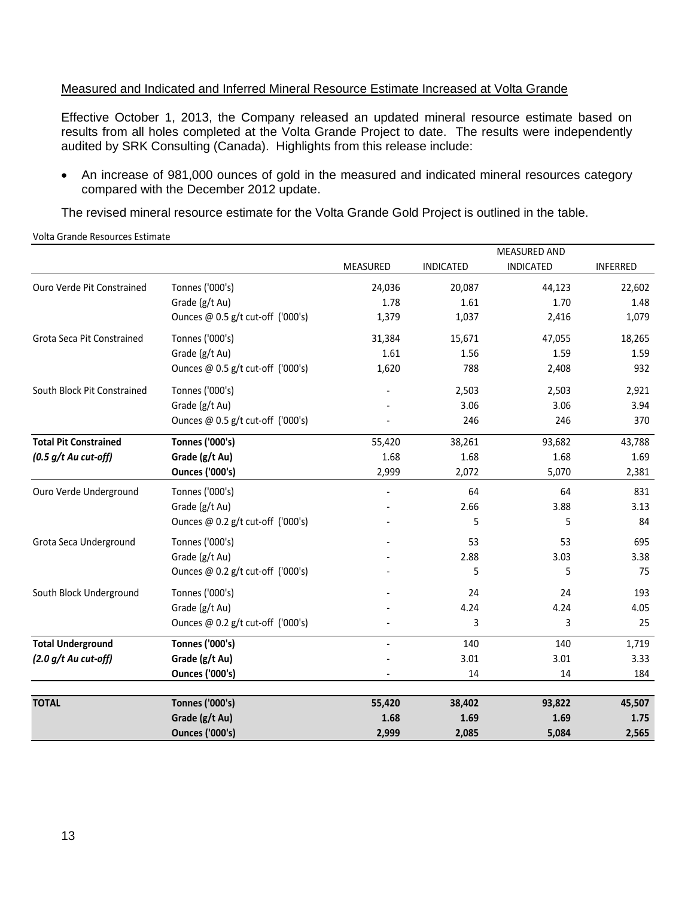<u>Measured and Indicated and Inferred Mineral Resource Estimate Increased at Volta Grande</u>

Effective October 1, 2013, the Company released an updated mineral resource estimate based on results from all holes completed at the Volta Grande Project to date. The results were independently audited by SRK Consulting (Canada). Highlights from this release include:

- An increase of 981,000 ounces of gold in the measured and indicated mineral resources category compared with the December 2012 update.

The revised mineral resource estimate for the Volta Grande Gold Project is outlined in the table.

Volta Grande Resources Estimate

| | | MEASURED | INDICATED | MEASURED AND INDICATED | INFERRED |
|---|---|---|---|---|---|
| Ouro Verde Pit Constrained | Tonnes ('000's) | 24,036 | 20,087 | 44,123 | 22,602 |
| | Grade (g/t Au) | 1.78 | 1.61 | 1.70 | 1.48 |
| | Ounces @ 0.5 g/t cut-off ('000's) | 1,379 | 1,037 | 2,416 | 1,079 |
| Grota Seca Pit Constrained | Tonnes ('000's) | 31,384 | 15,671 | 47,055 | 18,265 |
| | Grade (g/t Au) | 1.61 | 1.56 | 1.59 | 1.59 |
| | Ounces @ 0.5 g/t cut-off ('000's) | 1,620 | 788 | 2,408 | 932 |
| South Block Pit Constrained | Tonnes ('000's) | - | 2,503 | 2,503 | 2,921 |
| | Grade (g/t Au) | - | 3.06 | 3.06 | 3.94 |
| | Ounces @ 0.5 g/t cut-off ('000's) | - | 246 | 246 | 370 |
| **Total Pit Constrained** | **Tonnes ('000's)** | 55,420 | 38,261 | 93,682 | 43,788 |
| ***(0.5 g/t Au cut-off)*** | **Grade (g/t Au)** | 1.68 | 1.68 | 1.68 | 1.69 |
| | **Ounces ('000's)** | 2,999 | 2,072 | 5,070 | 2,381 |
| Ouro Verde Underground | Tonnes ('000's) | - | 64 | 64 | 831 |
| | Grade (g/t Au) | - | 2.66 | 3.88 | 3.13 |
| | Ounces @ 0.2 g/t cut-off ('000's) | - | 5 | 5 | 84 |
| Grota Seca Underground | Tonnes ('000's) | - | 53 | 53 | 695 |
| | Grade (g/t Au) | - | 2.88 | 3.03 | 3.38 |
| | Ounces @ 0.2 g/t cut-off ('000's) | - | 5 | 5 | 75 |
| South Block Underground | Tonnes ('000's) | - | 24 | 24 | 193 |
| | Grade (g/t Au) | - | 4.24 | 4.24 | 4.05 |
| | Ounces @ 0.2 g/t cut-off ('000's) | - | 3 | 3 | 25 |
| **Total Underground** | **Tonnes ('000's)** | - | 140 | 140 | 1,719 |
| ***(2.0 g/t Au cut-off)*** | **Grade (g/t Au)** | - | 3.01 | 3.01 | 3.33 |
| | **Ounces ('000's)** | - | 14 | 14 | 184 |
| **TOTAL** | **Tonnes ('000's)** | **55,420** | **38,402** | **93,822** | **45,507** |
| | **Grade (g/t Au)** | **1.68** | **1.69** | **1.69** | **1.75** |
| | **Ounces ('000's)** | **2,999** | **2,085** | **5,084** | **2,565** |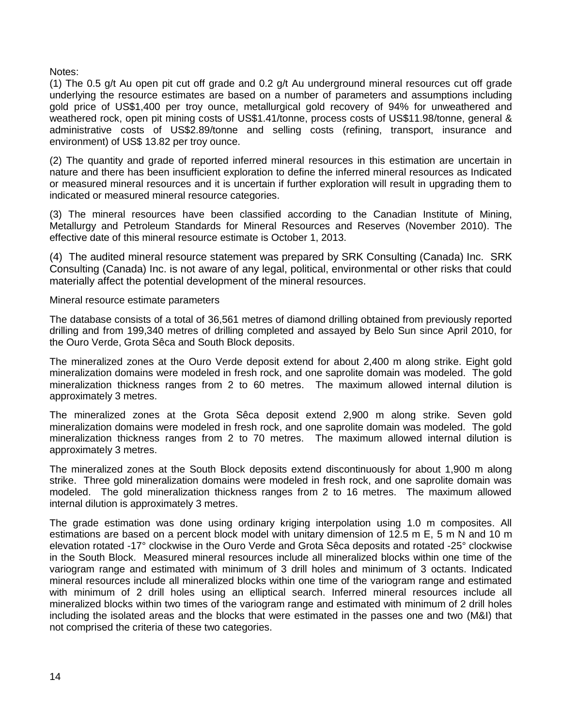Notes:

(1) The 0.5 g/t Au open pit cut off grade and 0.2 g/t Au underground mineral resources cut off grade underlying the resource estimates are based on a number of parameters and assumptions including gold price of US$1,400 per troy ounce, metallurgical gold recovery of 94% for unweathered and weathered rock, open pit mining costs of US$1.41/tonne, process costs of US$11.98/tonne, general & administrative costs of US$2.89/tonne and selling costs (refining, transport, insurance and environment) of US$ 13.82 per troy ounce.

(2) The quantity and grade of reported inferred mineral resources in this estimation are uncertain in nature and there has been insufficient exploration to define the inferred mineral resources as Indicated or measured mineral resources and it is uncertain if further exploration will result in upgrading them to indicated or measured mineral resource categories.

(3) The mineral resources have been classified according to the Canadian Institute of Mining, Metallurgy and Petroleum Standards for Mineral Resources and Reserves (November 2010). The effective date of this mineral resource estimate is October 1, 2013.

(4) The audited mineral resource statement was prepared by SRK Consulting (Canada) Inc. SRK Consulting (Canada) Inc. is not aware of any legal, political, environmental or other risks that could materially affect the potential development of the mineral resources.

Mineral resource estimate parameters

The database consists of a total of 36,561 metres of diamond drilling obtained from previously reported drilling and from 199,340 metres of drilling completed and assayed by Belo Sun since April 2010, for the Ouro Verde, Grota Sêca and South Block deposits.

The mineralized zones at the Ouro Verde deposit extend for about 2,400 m along strike. Eight gold mineralization domains were modeled in fresh rock, and one saprolite domain was modeled. The gold mineralization thickness ranges from 2 to 60 metres. The maximum allowed internal dilution is approximately 3 metres.

The mineralized zones at the Grota Sêca deposit extend 2,900 m along strike. Seven gold mineralization domains were modeled in fresh rock, and one saprolite domain was modeled. The gold mineralization thickness ranges from 2 to 70 metres. The maximum allowed internal dilution is approximately 3 metres.

The mineralized zones at the South Block deposits extend discontinuously for about 1,900 m along strike. Three gold mineralization domains were modeled in fresh rock, and one saprolite domain was modeled. The gold mineralization thickness ranges from 2 to 16 metres. The maximum allowed internal dilution is approximately 3 metres.

The grade estimation was done using ordinary kriging interpolation using 1.0 m composites. All estimations are based on a percent block model with unitary dimension of 12.5 m E, 5 m N and 10 m elevation rotated -17° clockwise in the Ouro Verde and Grota Sêca deposits and rotated -25° clockwise in the South Block. Measured mineral resources include all mineralized blocks within one time of the variogram range and estimated with minimum of 3 drill holes and minimum of 3 octants. Indicated mineral resources include all mineralized blocks within one time of the variogram range and estimated with minimum of 2 drill holes using an elliptical search. Inferred mineral resources include all mineralized blocks within two times of the variogram range and estimated with minimum of 2 drill holes including the isolated areas and the blocks that were estimated in the passes one and two (M&I) that not comprised the criteria of these two categories.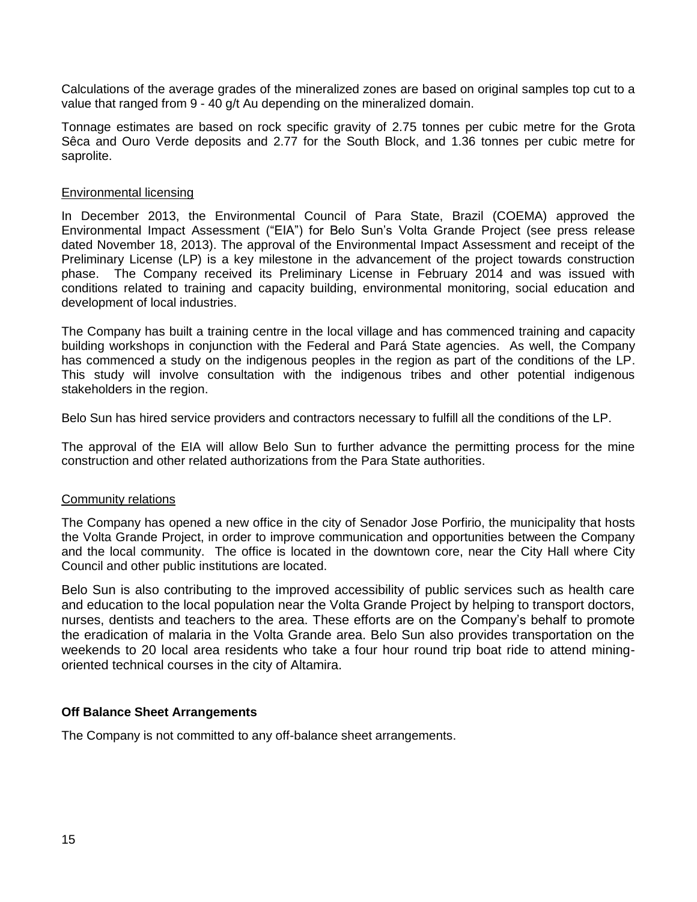Calculations of the average grades of the mineralized zones are based on original samples top cut to a value that ranged from 9 - 40 g/t Au depending on the mineralized domain.

Tonnage estimates are based on rock specific gravity of 2.75 tonnes per cubic metre for the Grota Sêca and Ouro Verde deposits and 2.77 for the South Block, and 1.36 tonnes per cubic metre for saprolite.

Environmental licensing

In December 2013, the Environmental Council of Para State, Brazil (COEMA) approved the Environmental Impact Assessment ("EIA") for Belo Sun's Volta Grande Project (see press release dated November 18, 2013). The approval of the Environmental Impact Assessment and receipt of the Preliminary License (LP) is a key milestone in the advancement of the project towards construction phase. The Company received its Preliminary License in February 2014 and was issued with conditions related to training and capacity building, environmental monitoring, social education and development of local industries.

The Company has built a training centre in the local village and has commenced training and capacity building workshops in conjunction with the Federal and Pará State agencies. As well, the Company has commenced a study on the indigenous peoples in the region as part of the conditions of the LP. This study will involve consultation with the indigenous tribes and other potential indigenous stakeholders in the region.

Belo Sun has hired service providers and contractors necessary to fulfill all the conditions of the LP.

The approval of the EIA will allow Belo Sun to further advance the permitting process for the mine construction and other related authorizations from the Para State authorities.

Community relations

The Company has opened a new office in the city of Senador Jose Porfirio, the municipality that hosts the Volta Grande Project, in order to improve communication and opportunities between the Company and the local community. The office is located in the downtown core, near the City Hall where City Council and other public institutions are located.

Belo Sun is also contributing to the improved accessibility of public services such as health care and education to the local population near the Volta Grande Project by helping to transport doctors, nurses, dentists and teachers to the area. These efforts are on the Company's behalf to promote the eradication of malaria in the Volta Grande area. Belo Sun also provides transportation on the weekends to 20 local area residents who take a four hour round trip boat ride to attend mining-oriented technical courses in the city of Altamira.

**Off Balance Sheet Arrangements**

The Company is not committed to any off-balance sheet arrangements.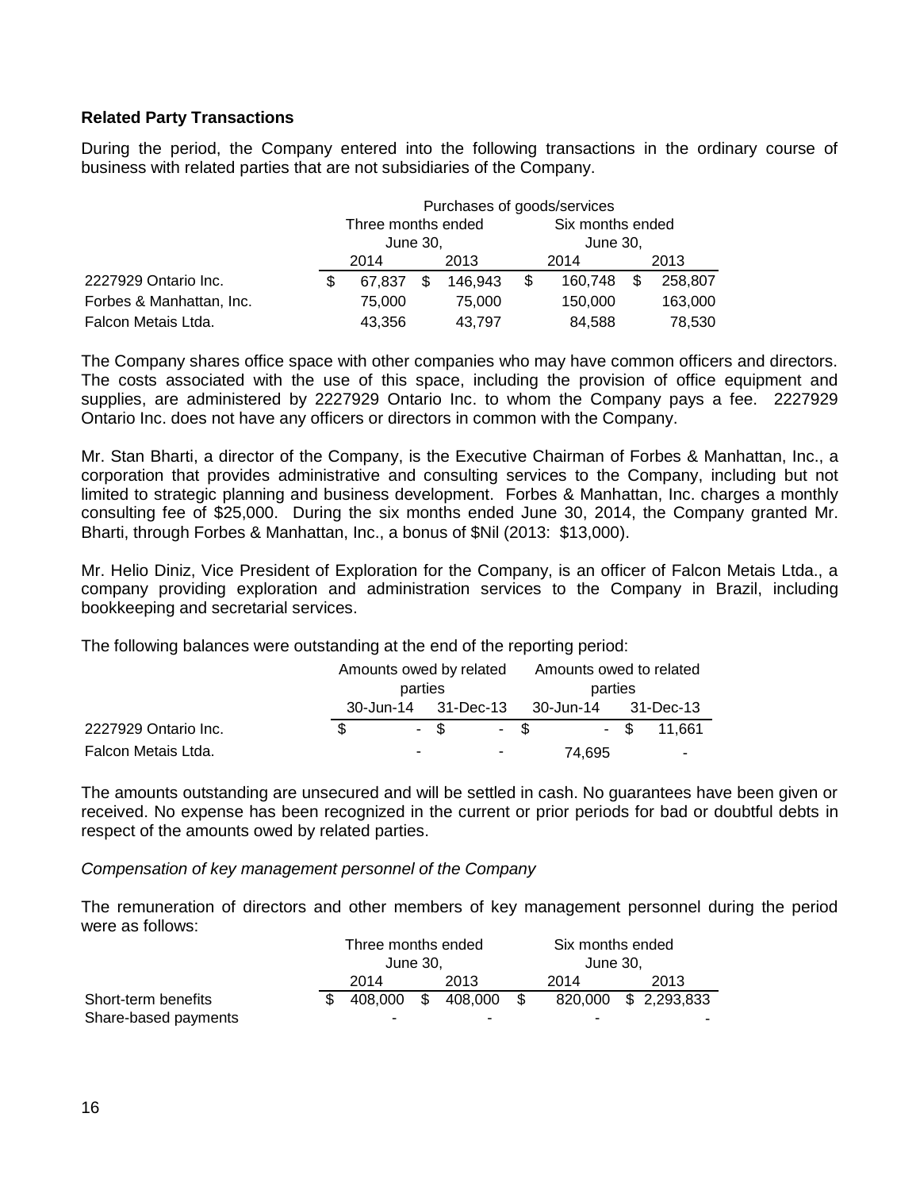**Related Party Transactions**

During the period, the Company entered into the following transactions in the ordinary course of business with related parties that are not subsidiaries of the Company.

| | Purchases of goods/services | | | |
|---|---|---|---|---|
| | Three months ended June 30, | | Six months ended June 30, | |
| | 2014 | 2013 | 2014 | 2013 |
| 2227929 Ontario Inc. | $ 67,837 | $ 146,943 | $ 160,748 | $ 258,807 |
| Forbes & Manhattan, Inc. | 75,000 | 75,000 | 150,000 | 163,000 |
| Falcon Metais Ltda. | 43,356 | 43,797 | 84,588 | 78,530 |

The Company shares office space with other companies who may have common officers and directors. The costs associated with the use of this space, including the provision of office equipment and supplies, are administered by 2227929 Ontario Inc. to whom the Company pays a fee. 2227929 Ontario Inc. does not have any officers or directors in common with the Company.

Mr. Stan Bharti, a director of the Company, is the Executive Chairman of Forbes & Manhattan, Inc., a corporation that provides administrative and consulting services to the Company, including but not limited to strategic planning and business development. Forbes & Manhattan, Inc. charges a monthly consulting fee of $25,000. During the six months ended June 30, 2014, the Company granted Mr. Bharti, through Forbes & Manhattan, Inc., a bonus of $Nil (2013: $13,000).

Mr. Helio Diniz, Vice President of Exploration for the Company, is an officer of Falcon Metais Ltda., a company providing exploration and administration services to the Company in Brazil, including bookkeeping and secretarial services.

The following balances were outstanding at the end of the reporting period:

| | Amounts owed by related parties | | Amounts owed to related parties | |
|---|---|---|---|---|
| | 30-Jun-14 | 31-Dec-13 | 30-Jun-14 | 31-Dec-13 |
| 2227929 Ontario Inc. | $ - | $ - | $ - | $ 11,661 |
| Falcon Metais Ltda. | - | - | 74,695 | - |

The amounts outstanding are unsecured and will be settled in cash. No guarantees have been given or received. No expense has been recognized in the current or prior periods for bad or doubtful debts in respect of the amounts owed by related parties.

*Compensation of key management personnel of the Company*

The remuneration of directors and other members of key management personnel during the period were as follows:

| | Three months ended June 30, | | Six months ended June 30, | |
|---|---|---|---|---|
| | 2014 | 2013 | 2014 | 2013 |
| Short-term benefits | $ 408,000 | $ 408,000 | $ 820,000 | $ 2,293,833 |
| Share-based payments | - | - | - | - |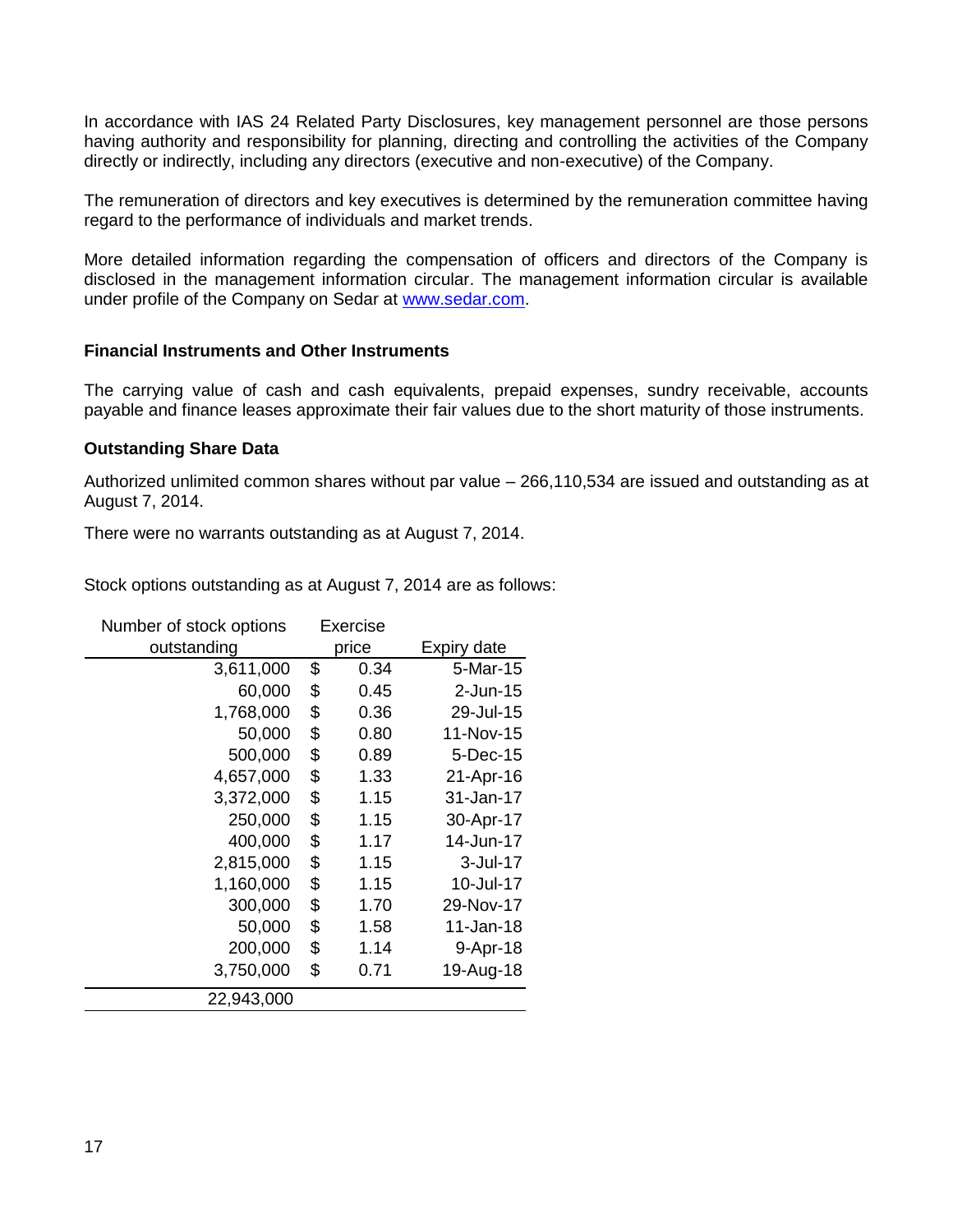In accordance with IAS 24 Related Party Disclosures, key management personnel are those persons having authority and responsibility for planning, directing and controlling the activities of the Company directly or indirectly, including any directors (executive and non-executive) of the Company.

The remuneration of directors and key executives is determined by the remuneration committee having regard to the performance of individuals and market trends.

More detailed information regarding the compensation of officers and directors of the Company is disclosed in the management information circular. The management information circular is available under profile of the Company on Sedar at www.sedar.com.

### Financial Instruments and Other Instruments

The carrying value of cash and cash equivalents, prepaid expenses, sundry receivable, accounts payable and finance leases approximate their fair values due to the short maturity of those instruments.

### Outstanding Share Data

Authorized unlimited common shares without par value – 266,110,534 are issued and outstanding as at August 7, 2014.

There were no warrants outstanding as at August 7, 2014.

Stock options outstanding as at August 7, 2014 are as follows:

| Number of stock options outstanding | Exercise price | Expiry date |
|---|---|---|
| 3,611,000 | $ 0.34 | 5-Mar-15 |
| 60,000 | $ 0.45 | 2-Jun-15 |
| 1,768,000 | $ 0.36 | 29-Jul-15 |
| 50,000 | $ 0.80 | 11-Nov-15 |
| 500,000 | $ 0.89 | 5-Dec-15 |
| 4,657,000 | $ 1.33 | 21-Apr-16 |
| 3,372,000 | $ 1.15 | 31-Jan-17 |
| 250,000 | $ 1.15 | 30-Apr-17 |
| 400,000 | $ 1.17 | 14-Jun-17 |
| 2,815,000 | $ 1.15 | 3-Jul-17 |
| 1,160,000 | $ 1.15 | 10-Jul-17 |
| 300,000 | $ 1.70 | 29-Nov-17 |
| 50,000 | $ 1.58 | 11-Jan-18 |
| 200,000 | $ 1.14 | 9-Apr-18 |
| 3,750,000 | $ 0.71 | 19-Aug-18 |
| 22,943,000 | | |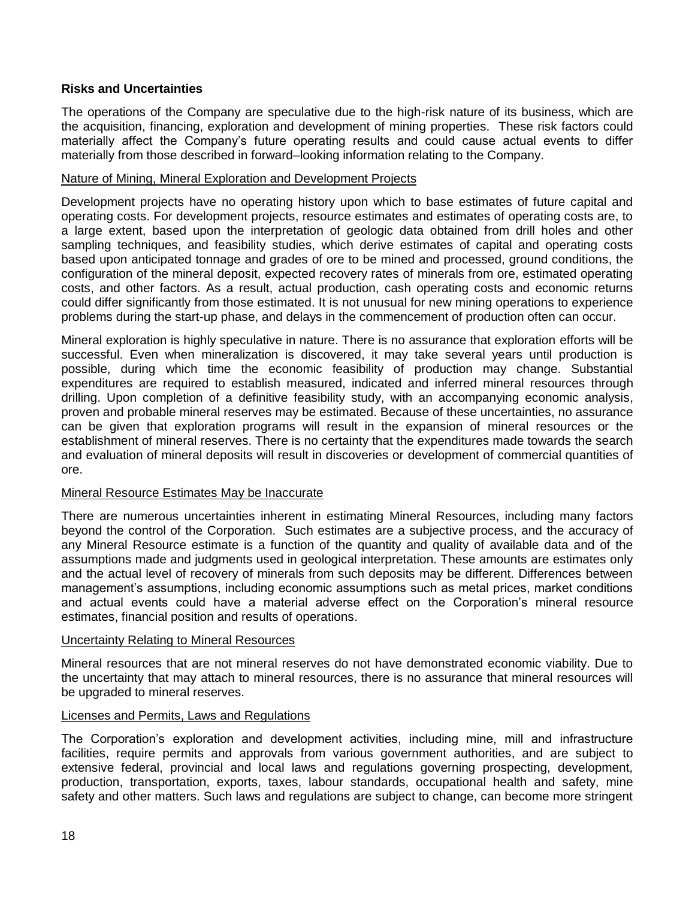**Risks and Uncertainties**

The operations of the Company are speculative due to the high-risk nature of its business, which are the acquisition, financing, exploration and development of mining properties. These risk factors could materially affect the Company's future operating results and could cause actual events to differ materially from those described in forward–looking information relating to the Company.

Nature of Mining, Mineral Exploration and Development Projects

Development projects have no operating history upon which to base estimates of future capital and operating costs. For development projects, resource estimates and estimates of operating costs are, to a large extent, based upon the interpretation of geologic data obtained from drill holes and other sampling techniques, and feasibility studies, which derive estimates of capital and operating costs based upon anticipated tonnage and grades of ore to be mined and processed, ground conditions, the configuration of the mineral deposit, expected recovery rates of minerals from ore, estimated operating costs, and other factors. As a result, actual production, cash operating costs and economic returns could differ significantly from those estimated. It is not unusual for new mining operations to experience problems during the start-up phase, and delays in the commencement of production often can occur.

Mineral exploration is highly speculative in nature. There is no assurance that exploration efforts will be successful. Even when mineralization is discovered, it may take several years until production is possible, during which time the economic feasibility of production may change. Substantial expenditures are required to establish measured, indicated and inferred mineral resources through drilling. Upon completion of a definitive feasibility study, with an accompanying economic analysis, proven and probable mineral reserves may be estimated. Because of these uncertainties, no assurance can be given that exploration programs will result in the expansion of mineral resources or the establishment of mineral reserves. There is no certainty that the expenditures made towards the search and evaluation of mineral deposits will result in discoveries or development of commercial quantities of ore.

Mineral Resource Estimates May be Inaccurate

There are numerous uncertainties inherent in estimating Mineral Resources, including many factors beyond the control of the Corporation. Such estimates are a subjective process, and the accuracy of any Mineral Resource estimate is a function of the quantity and quality of available data and of the assumptions made and judgments used in geological interpretation. These amounts are estimates only and the actual level of recovery of minerals from such deposits may be different. Differences between management's assumptions, including economic assumptions such as metal prices, market conditions and actual events could have a material adverse effect on the Corporation's mineral resource estimates, financial position and results of operations.

Uncertainty Relating to Mineral Resources

Mineral resources that are not mineral reserves do not have demonstrated economic viability. Due to the uncertainty that may attach to mineral resources, there is no assurance that mineral resources will be upgraded to mineral reserves.

Licenses and Permits, Laws and Regulations

The Corporation's exploration and development activities, including mine, mill and infrastructure facilities, require permits and approvals from various government authorities, and are subject to extensive federal, provincial and local laws and regulations governing prospecting, development, production, transportation, exports, taxes, labour standards, occupational health and safety, mine safety and other matters. Such laws and regulations are subject to change, can become more stringent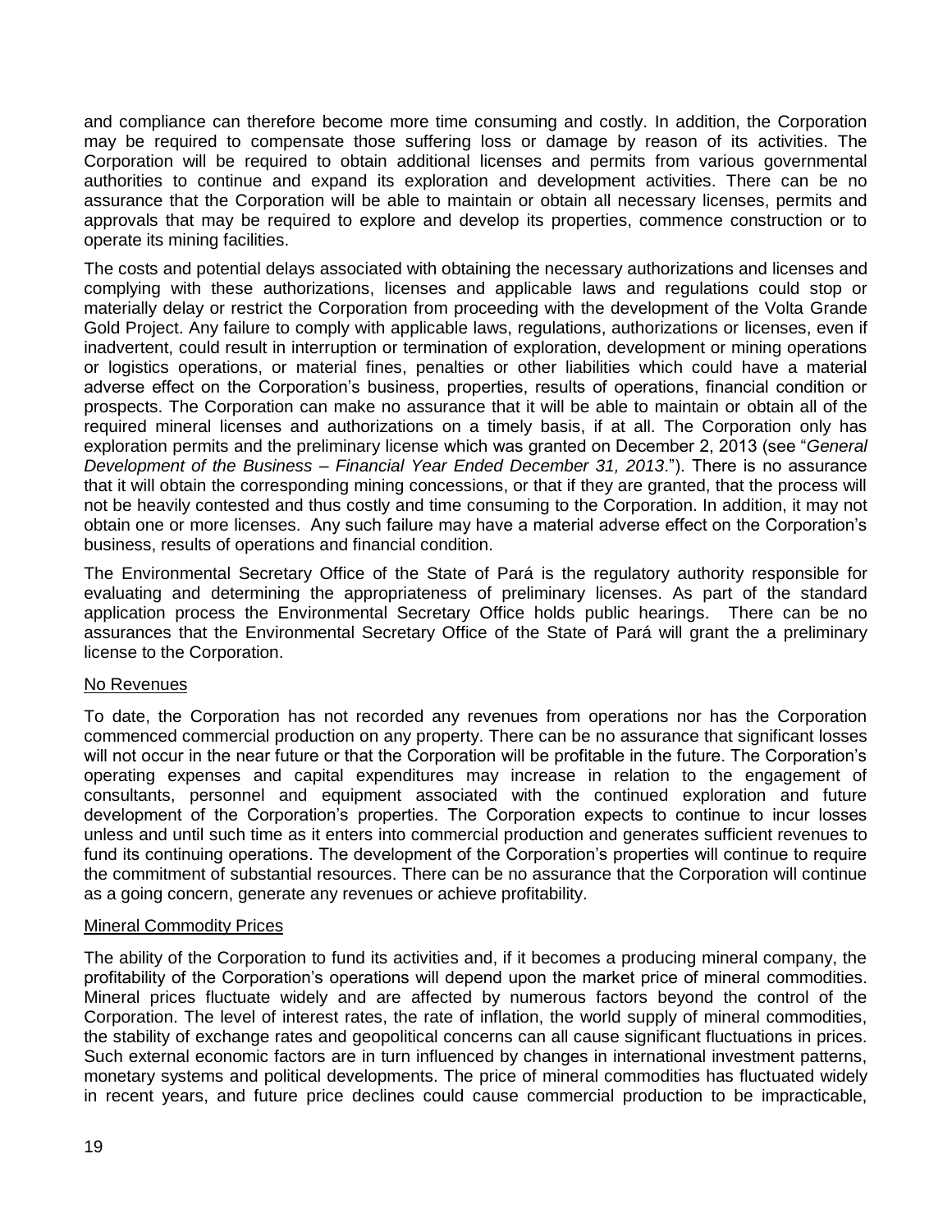and compliance can therefore become more time consuming and costly. In addition, the Corporation may be required to compensate those suffering loss or damage by reason of its activities. The Corporation will be required to obtain additional licenses and permits from various governmental authorities to continue and expand its exploration and development activities. There can be no assurance that the Corporation will be able to maintain or obtain all necessary licenses, permits and approvals that may be required to explore and develop its properties, commence construction or to operate its mining facilities.

The costs and potential delays associated with obtaining the necessary authorizations and licenses and complying with these authorizations, licenses and applicable laws and regulations could stop or materially delay or restrict the Corporation from proceeding with the development of the Volta Grande Gold Project. Any failure to comply with applicable laws, regulations, authorizations or licenses, even if inadvertent, could result in interruption or termination of exploration, development or mining operations or logistics operations, or material fines, penalties or other liabilities which could have a material adverse effect on the Corporation's business, properties, results of operations, financial condition or prospects. The Corporation can make no assurance that it will be able to maintain or obtain all of the required mineral licenses and authorizations on a timely basis, if at all. The Corporation only has exploration permits and the preliminary license which was granted on December 2, 2013 (see "*General Development of the Business – Financial Year Ended December 31, 2013*."). There is no assurance that it will obtain the corresponding mining concessions, or that if they are granted, that the process will not be heavily contested and thus costly and time consuming to the Corporation. In addition, it may not obtain one or more licenses. Any such failure may have a material adverse effect on the Corporation's business, results of operations and financial condition.

The Environmental Secretary Office of the State of Pará is the regulatory authority responsible for evaluating and determining the appropriateness of preliminary licenses. As part of the standard application process the Environmental Secretary Office holds public hearings. There can be no assurances that the Environmental Secretary Office of the State of Pará will grant the a preliminary license to the Corporation.

## No Revenues

To date, the Corporation has not recorded any revenues from operations nor has the Corporation commenced commercial production on any property. There can be no assurance that significant losses will not occur in the near future or that the Corporation will be profitable in the future. The Corporation's operating expenses and capital expenditures may increase in relation to the engagement of consultants, personnel and equipment associated with the continued exploration and future development of the Corporation's properties. The Corporation expects to continue to incur losses unless and until such time as it enters into commercial production and generates sufficient revenues to fund its continuing operations. The development of the Corporation's properties will continue to require the commitment of substantial resources. There can be no assurance that the Corporation will continue as a going concern, generate any revenues or achieve profitability.

## Mineral Commodity Prices

The ability of the Corporation to fund its activities and, if it becomes a producing mineral company, the profitability of the Corporation's operations will depend upon the market price of mineral commodities. Mineral prices fluctuate widely and are affected by numerous factors beyond the control of the Corporation. The level of interest rates, the rate of inflation, the world supply of mineral commodities, the stability of exchange rates and geopolitical concerns can all cause significant fluctuations in prices. Such external economic factors are in turn influenced by changes in international investment patterns, monetary systems and political developments. The price of mineral commodities has fluctuated widely in recent years, and future price declines could cause commercial production to be impracticable,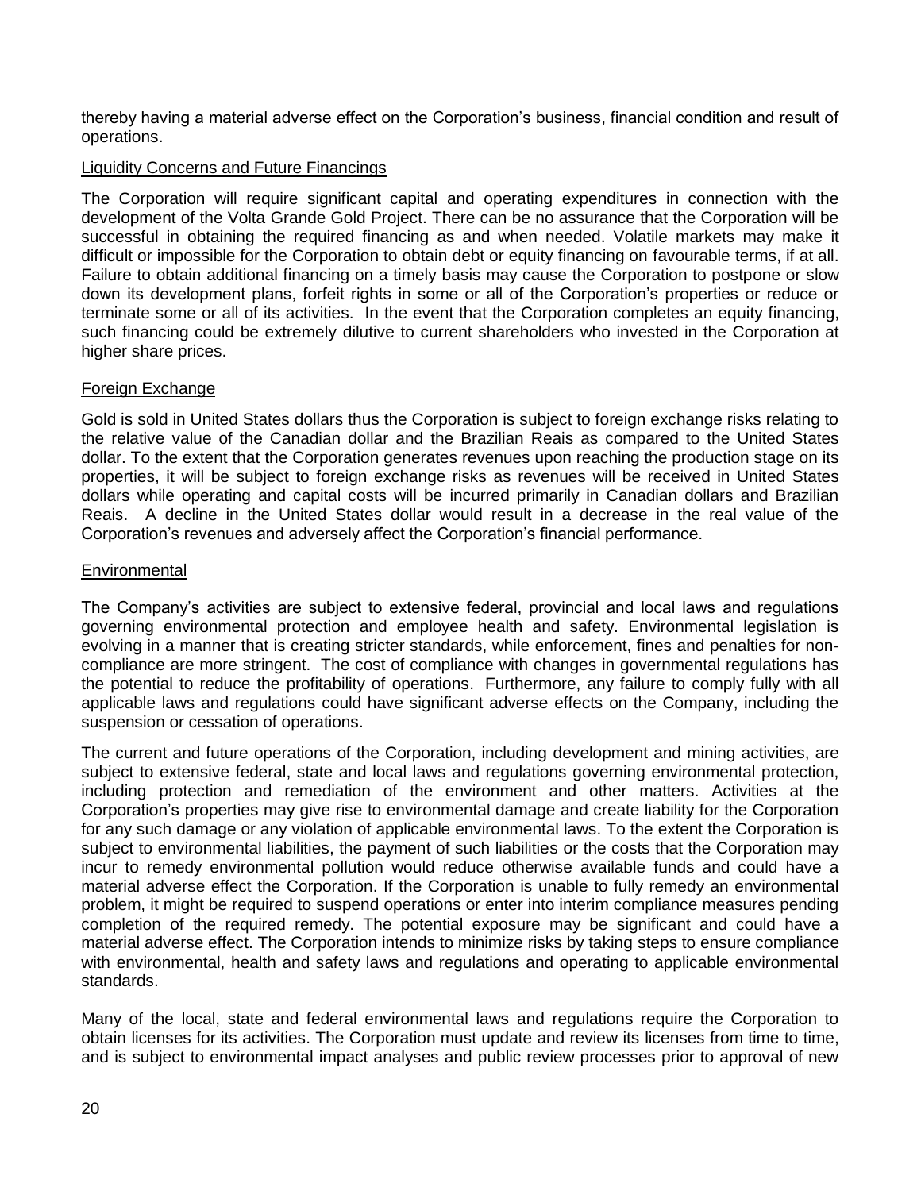thereby having a material adverse effect on the Corporation's business, financial condition and result of operations.

### Liquidity Concerns and Future Financings

The Corporation will require significant capital and operating expenditures in connection with the development of the Volta Grande Gold Project. There can be no assurance that the Corporation will be successful in obtaining the required financing as and when needed. Volatile markets may make it difficult or impossible for the Corporation to obtain debt or equity financing on favourable terms, if at all. Failure to obtain additional financing on a timely basis may cause the Corporation to postpone or slow down its development plans, forfeit rights in some or all of the Corporation's properties or reduce or terminate some or all of its activities. In the event that the Corporation completes an equity financing, such financing could be extremely dilutive to current shareholders who invested in the Corporation at higher share prices.

### Foreign Exchange

Gold is sold in United States dollars thus the Corporation is subject to foreign exchange risks relating to the relative value of the Canadian dollar and the Brazilian Reais as compared to the United States dollar. To the extent that the Corporation generates revenues upon reaching the production stage on its properties, it will be subject to foreign exchange risks as revenues will be received in United States dollars while operating and capital costs will be incurred primarily in Canadian dollars and Brazilian Reais. A decline in the United States dollar would result in a decrease in the real value of the Corporation's revenues and adversely affect the Corporation's financial performance.

### Environmental

The Company's activities are subject to extensive federal, provincial and local laws and regulations governing environmental protection and employee health and safety. Environmental legislation is evolving in a manner that is creating stricter standards, while enforcement, fines and penalties for non-compliance are more stringent. The cost of compliance with changes in governmental regulations has the potential to reduce the profitability of operations. Furthermore, any failure to comply fully with all applicable laws and regulations could have significant adverse effects on the Company, including the suspension or cessation of operations.

The current and future operations of the Corporation, including development and mining activities, are subject to extensive federal, state and local laws and regulations governing environmental protection, including protection and remediation of the environment and other matters. Activities at the Corporation's properties may give rise to environmental damage and create liability for the Corporation for any such damage or any violation of applicable environmental laws. To the extent the Corporation is subject to environmental liabilities, the payment of such liabilities or the costs that the Corporation may incur to remedy environmental pollution would reduce otherwise available funds and could have a material adverse effect the Corporation. If the Corporation is unable to fully remedy an environmental problem, it might be required to suspend operations or enter into interim compliance measures pending completion of the required remedy. The potential exposure may be significant and could have a material adverse effect. The Corporation intends to minimize risks by taking steps to ensure compliance with environmental, health and safety laws and regulations and operating to applicable environmental standards.

Many of the local, state and federal environmental laws and regulations require the Corporation to obtain licenses for its activities. The Corporation must update and review its licenses from time to time, and is subject to environmental impact analyses and public review processes prior to approval of new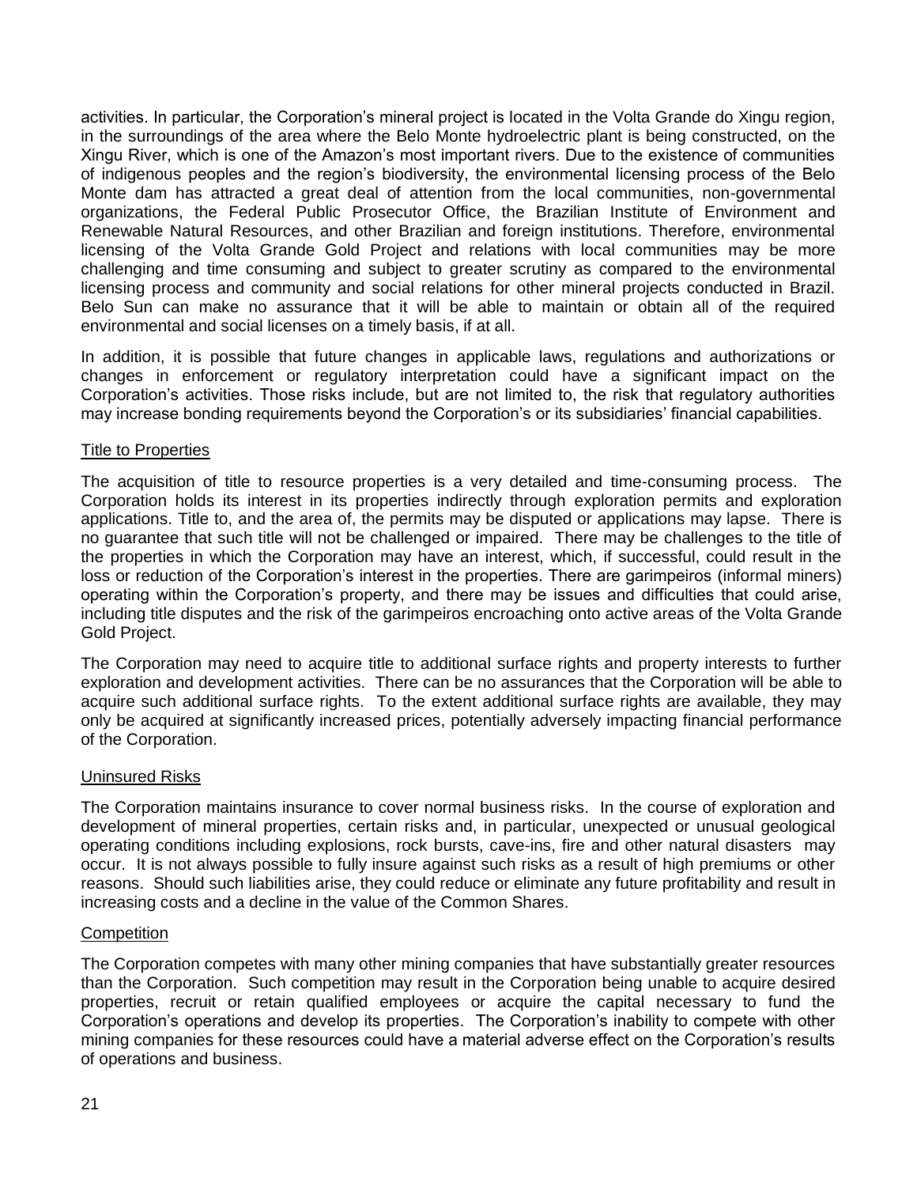activities. In particular, the Corporation's mineral project is located in the Volta Grande do Xingu region, in the surroundings of the area where the Belo Monte hydroelectric plant is being constructed, on the Xingu River, which is one of the Amazon's most important rivers. Due to the existence of communities of indigenous peoples and the region's biodiversity, the environmental licensing process of the Belo Monte dam has attracted a great deal of attention from the local communities, non-governmental organizations, the Federal Public Prosecutor Office, the Brazilian Institute of Environment and Renewable Natural Resources, and other Brazilian and foreign institutions. Therefore, environmental licensing of the Volta Grande Gold Project and relations with local communities may be more challenging and time consuming and subject to greater scrutiny as compared to the environmental licensing process and community and social relations for other mineral projects conducted in Brazil. Belo Sun can make no assurance that it will be able to maintain or obtain all of the required environmental and social licenses on a timely basis, if at all.

In addition, it is possible that future changes in applicable laws, regulations and authorizations or changes in enforcement or regulatory interpretation could have a significant impact on the Corporation's activities. Those risks include, but are not limited to, the risk that regulatory authorities may increase bonding requirements beyond the Corporation's or its subsidiaries' financial capabilities.

### Title to Properties

The acquisition of title to resource properties is a very detailed and time-consuming process. The Corporation holds its interest in its properties indirectly through exploration permits and exploration applications. Title to, and the area of, the permits may be disputed or applications may lapse. There is no guarantee that such title will not be challenged or impaired. There may be challenges to the title of the properties in which the Corporation may have an interest, which, if successful, could result in the loss or reduction of the Corporation's interest in the properties. There are garimpeiros (informal miners) operating within the Corporation's property, and there may be issues and difficulties that could arise, including title disputes and the risk of the garimpeiros encroaching onto active areas of the Volta Grande Gold Project.

The Corporation may need to acquire title to additional surface rights and property interests to further exploration and development activities. There can be no assurances that the Corporation will be able to acquire such additional surface rights. To the extent additional surface rights are available, they may only be acquired at significantly increased prices, potentially adversely impacting financial performance of the Corporation.

### Uninsured Risks

The Corporation maintains insurance to cover normal business risks. In the course of exploration and development of mineral properties, certain risks and, in particular, unexpected or unusual geological operating conditions including explosions, rock bursts, cave-ins, fire and other natural disasters may occur. It is not always possible to fully insure against such risks as a result of high premiums or other reasons. Should such liabilities arise, they could reduce or eliminate any future profitability and result in increasing costs and a decline in the value of the Common Shares.

### Competition

The Corporation competes with many other mining companies that have substantially greater resources than the Corporation. Such competition may result in the Corporation being unable to acquire desired properties, recruit or retain qualified employees or acquire the capital necessary to fund the Corporation's operations and develop its properties. The Corporation's inability to compete with other mining companies for these resources could have a material adverse effect on the Corporation's results of operations and business.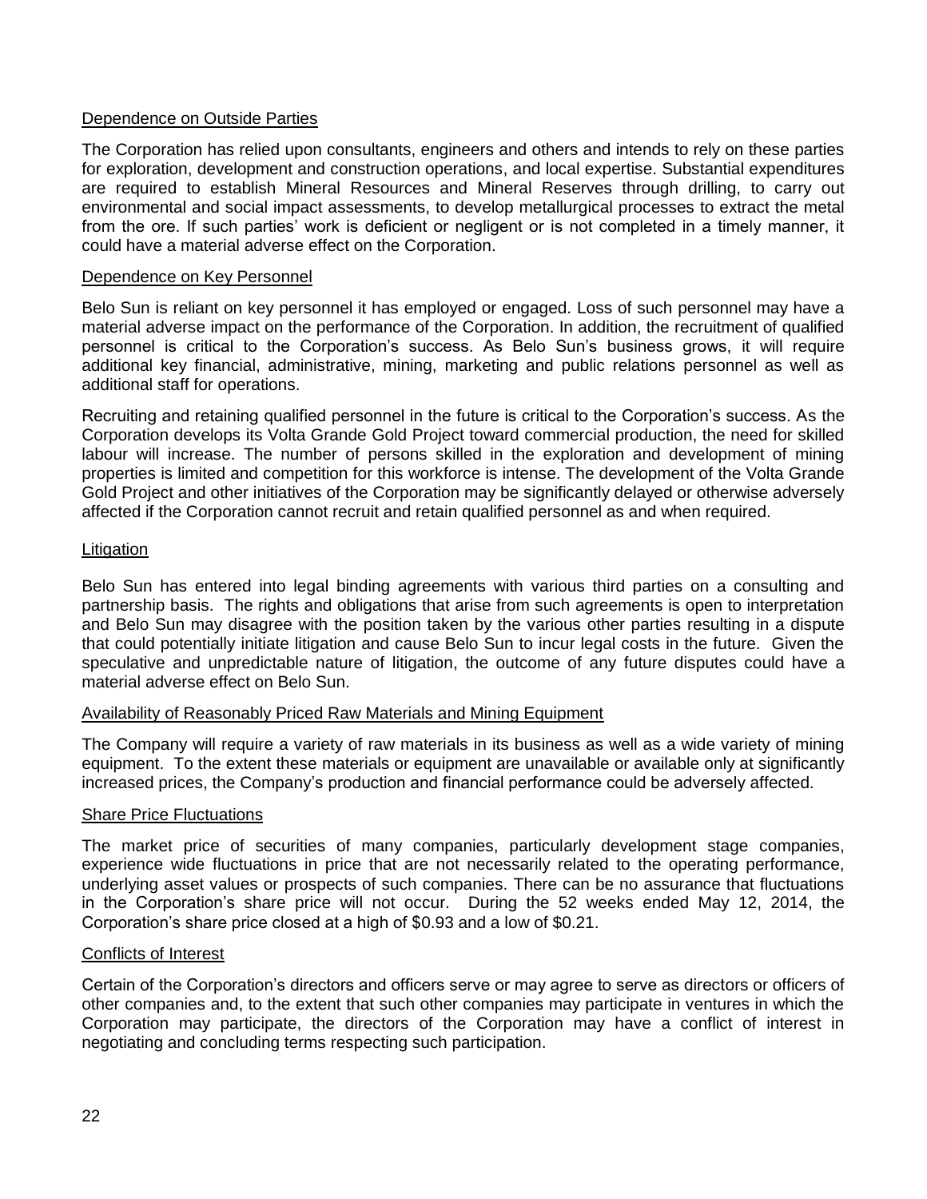### Dependence on Outside Parties

The Corporation has relied upon consultants, engineers and others and intends to rely on these parties for exploration, development and construction operations, and local expertise. Substantial expenditures are required to establish Mineral Resources and Mineral Reserves through drilling, to carry out environmental and social impact assessments, to develop metallurgical processes to extract the metal from the ore. If such parties' work is deficient or negligent or is not completed in a timely manner, it could have a material adverse effect on the Corporation.

### Dependence on Key Personnel

Belo Sun is reliant on key personnel it has employed or engaged. Loss of such personnel may have a material adverse impact on the performance of the Corporation. In addition, the recruitment of qualified personnel is critical to the Corporation's success. As Belo Sun's business grows, it will require additional key financial, administrative, mining, marketing and public relations personnel as well as additional staff for operations.

Recruiting and retaining qualified personnel in the future is critical to the Corporation's success. As the Corporation develops its Volta Grande Gold Project toward commercial production, the need for skilled labour will increase. The number of persons skilled in the exploration and development of mining properties is limited and competition for this workforce is intense. The development of the Volta Grande Gold Project and other initiatives of the Corporation may be significantly delayed or otherwise adversely affected if the Corporation cannot recruit and retain qualified personnel as and when required.

### Litigation

Belo Sun has entered into legal binding agreements with various third parties on a consulting and partnership basis. The rights and obligations that arise from such agreements is open to interpretation and Belo Sun may disagree with the position taken by the various other parties resulting in a dispute that could potentially initiate litigation and cause Belo Sun to incur legal costs in the future. Given the speculative and unpredictable nature of litigation, the outcome of any future disputes could have a material adverse effect on Belo Sun.

### Availability of Reasonably Priced Raw Materials and Mining Equipment

The Company will require a variety of raw materials in its business as well as a wide variety of mining equipment. To the extent these materials or equipment are unavailable or available only at significantly increased prices, the Company's production and financial performance could be adversely affected.

### Share Price Fluctuations

The market price of securities of many companies, particularly development stage companies, experience wide fluctuations in price that are not necessarily related to the operating performance, underlying asset values or prospects of such companies. There can be no assurance that fluctuations in the Corporation's share price will not occur. During the 52 weeks ended May 12, 2014, the Corporation's share price closed at a high of $0.93 and a low of $0.21.

### Conflicts of Interest

Certain of the Corporation's directors and officers serve or may agree to serve as directors or officers of other companies and, to the extent that such other companies may participate in ventures in which the Corporation may participate, the directors of the Corporation may have a conflict of interest in negotiating and concluding terms respecting such participation.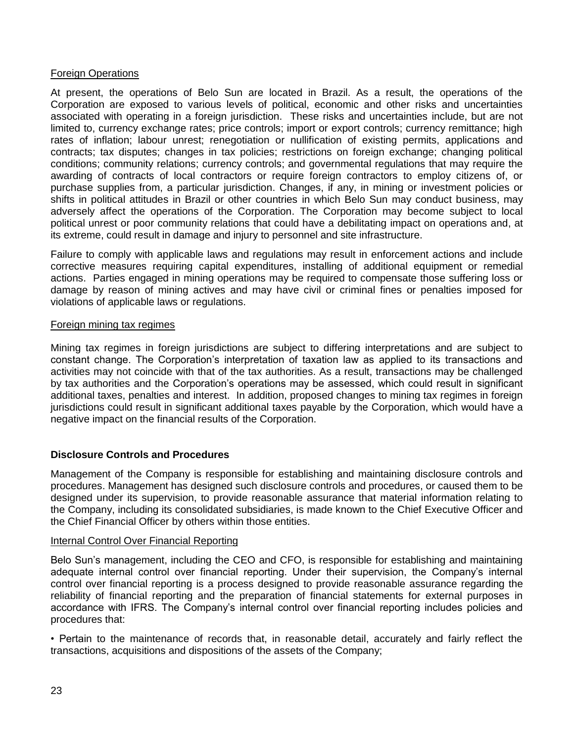Foreign Operations

At present, the operations of Belo Sun are located in Brazil. As a result, the operations of the Corporation are exposed to various levels of political, economic and other risks and uncertainties associated with operating in a foreign jurisdiction. These risks and uncertainties include, but are not limited to, currency exchange rates; price controls; import or export controls; currency remittance; high rates of inflation; labour unrest; renegotiation or nullification of existing permits, applications and contracts; tax disputes; changes in tax policies; restrictions on foreign exchange; changing political conditions; community relations; currency controls; and governmental regulations that may require the awarding of contracts of local contractors or require foreign contractors to employ citizens of, or purchase supplies from, a particular jurisdiction. Changes, if any, in mining or investment policies or shifts in political attitudes in Brazil or other countries in which Belo Sun may conduct business, may adversely affect the operations of the Corporation. The Corporation may become subject to local political unrest or poor community relations that could have a debilitating impact on operations and, at its extreme, could result in damage and injury to personnel and site infrastructure.

Failure to comply with applicable laws and regulations may result in enforcement actions and include corrective measures requiring capital expenditures, installing of additional equipment or remedial actions. Parties engaged in mining operations may be required to compensate those suffering loss or damage by reason of mining actives and may have civil or criminal fines or penalties imposed for violations of applicable laws or regulations.

Foreign mining tax regimes

Mining tax regimes in foreign jurisdictions are subject to differing interpretations and are subject to constant change. The Corporation's interpretation of taxation law as applied to its transactions and activities may not coincide with that of the tax authorities. As a result, transactions may be challenged by tax authorities and the Corporation's operations may be assessed, which could result in significant additional taxes, penalties and interest. In addition, proposed changes to mining tax regimes in foreign jurisdictions could result in significant additional taxes payable by the Corporation, which would have a negative impact on the financial results of the Corporation.

## Disclosure Controls and Procedures

Management of the Company is responsible for establishing and maintaining disclosure controls and procedures. Management has designed such disclosure controls and procedures, or caused them to be designed under its supervision, to provide reasonable assurance that material information relating to the Company, including its consolidated subsidiaries, is made known to the Chief Executive Officer and the Chief Financial Officer by others within those entities.

Internal Control Over Financial Reporting

Belo Sun's management, including the CEO and CFO, is responsible for establishing and maintaining adequate internal control over financial reporting. Under their supervision, the Company's internal control over financial reporting is a process designed to provide reasonable assurance regarding the reliability of financial reporting and the preparation of financial statements for external purposes in accordance with IFRS. The Company's internal control over financial reporting includes policies and procedures that:

• Pertain to the maintenance of records that, in reasonable detail, accurately and fairly reflect the transactions, acquisitions and dispositions of the assets of the Company;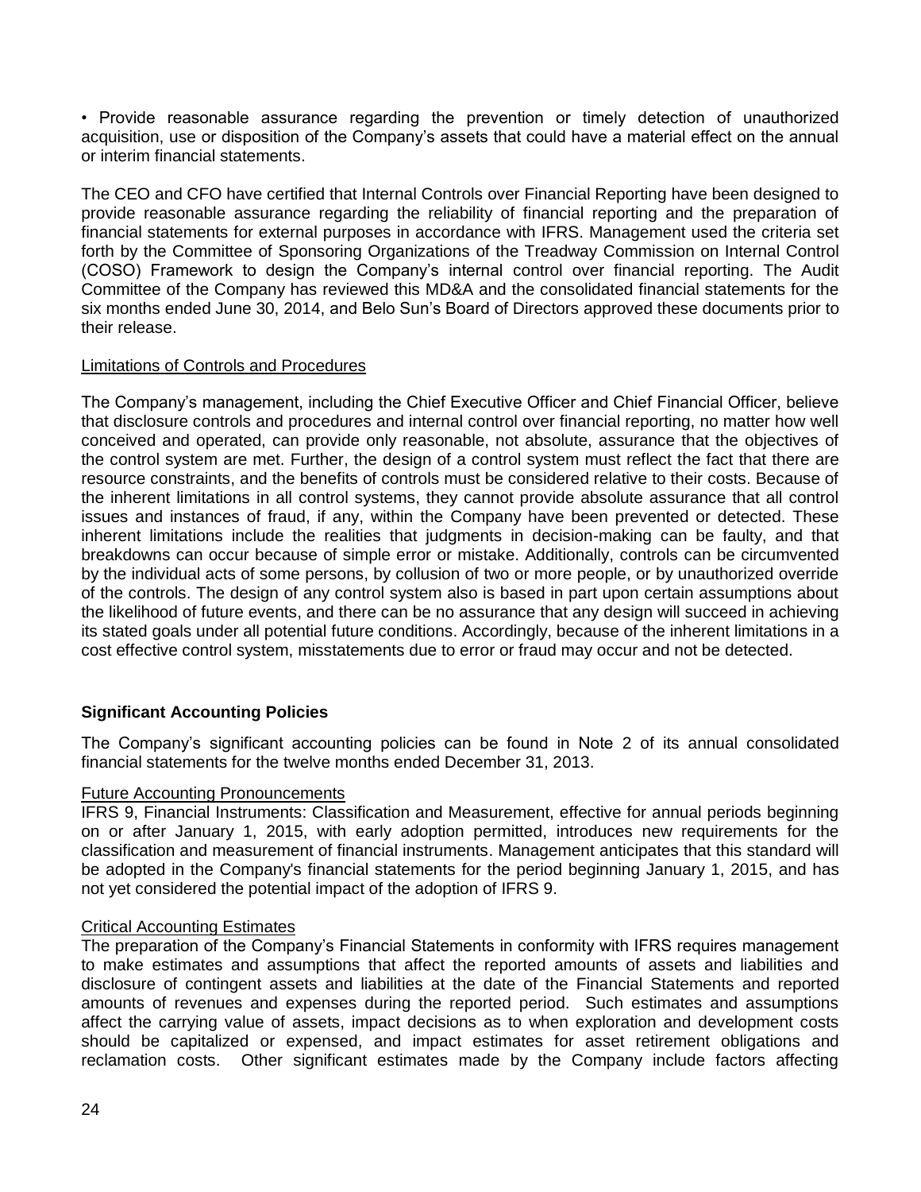• Provide reasonable assurance regarding the prevention or timely detection of unauthorized acquisition, use or disposition of the Company's assets that could have a material effect on the annual or interim financial statements.

The CEO and CFO have certified that Internal Controls over Financial Reporting have been designed to provide reasonable assurance regarding the reliability of financial reporting and the preparation of financial statements for external purposes in accordance with IFRS. Management used the criteria set forth by the Committee of Sponsoring Organizations of the Treadway Commission on Internal Control (COSO) Framework to design the Company's internal control over financial reporting. The Audit Committee of the Company has reviewed this MD&A and the consolidated financial statements for the six months ended June 30, 2014, and Belo Sun's Board of Directors approved these documents prior to their release.

Limitations of Controls and Procedures

The Company's management, including the Chief Executive Officer and Chief Financial Officer, believe that disclosure controls and procedures and internal control over financial reporting, no matter how well conceived and operated, can provide only reasonable, not absolute, assurance that the objectives of the control system are met. Further, the design of a control system must reflect the fact that there are resource constraints, and the benefits of controls must be considered relative to their costs. Because of the inherent limitations in all control systems, they cannot provide absolute assurance that all control issues and instances of fraud, if any, within the Company have been prevented or detected. These inherent limitations include the realities that judgments in decision-making can be faulty, and that breakdowns can occur because of simple error or mistake. Additionally, controls can be circumvented by the individual acts of some persons, by collusion of two or more people, or by unauthorized override of the controls. The design of any control system also is based in part upon certain assumptions about the likelihood of future events, and there can be no assurance that any design will succeed in achieving its stated goals under all potential future conditions. Accordingly, because of the inherent limitations in a cost effective control system, misstatements due to error or fraud may occur and not be detected.

## Significant Accounting Policies

The Company's significant accounting policies can be found in Note 2 of its annual consolidated financial statements for the twelve months ended December 31, 2013.

Future Accounting Pronouncements

IFRS 9, Financial Instruments: Classification and Measurement, effective for annual periods beginning on or after January 1, 2015, with early adoption permitted, introduces new requirements for the classification and measurement of financial instruments. Management anticipates that this standard will be adopted in the Company's financial statements for the period beginning January 1, 2015, and has not yet considered the potential impact of the adoption of IFRS 9.

Critical Accounting Estimates

The preparation of the Company's Financial Statements in conformity with IFRS requires management to make estimates and assumptions that affect the reported amounts of assets and liabilities and disclosure of contingent assets and liabilities at the date of the Financial Statements and reported amounts of revenues and expenses during the reported period. Such estimates and assumptions affect the carrying value of assets, impact decisions as to when exploration and development costs should be capitalized or expensed, and impact estimates for asset retirement obligations and reclamation costs. Other significant estimates made by the Company include factors affecting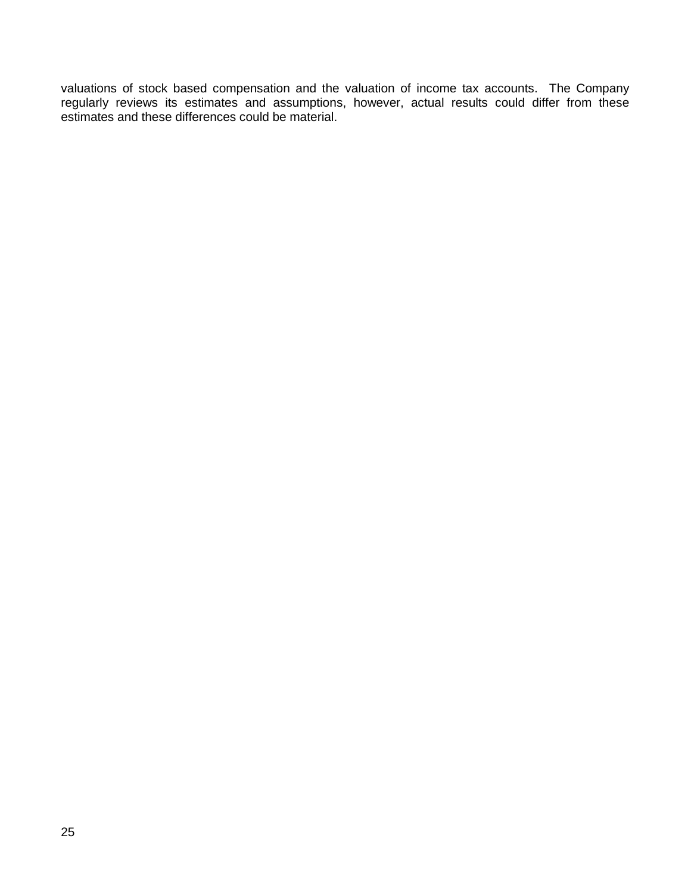valuations of stock based compensation and the valuation of income tax accounts. The Company regularly reviews its estimates and assumptions, however, actual results could differ from these estimates and these differences could be material.